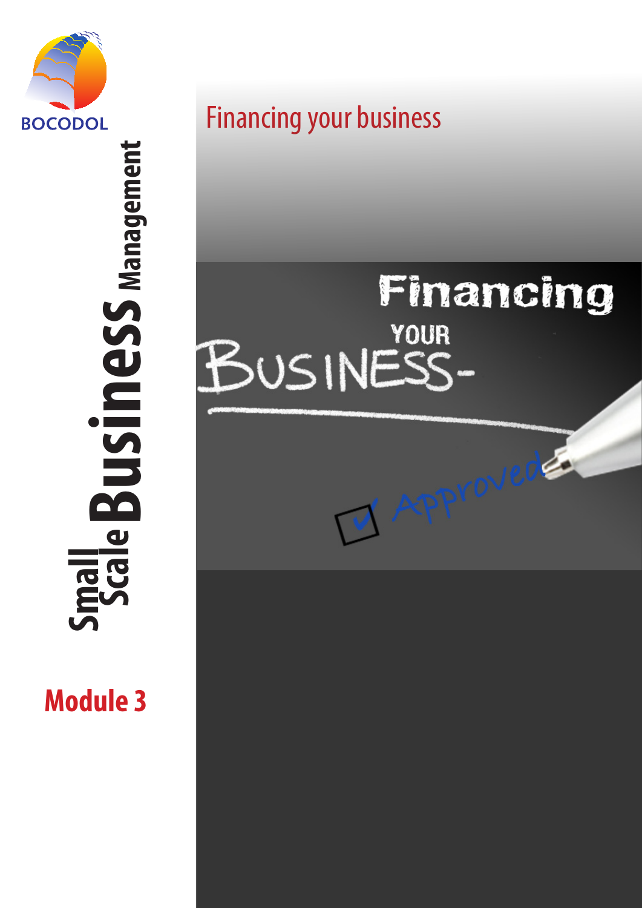BOCODOL

# Small Scale Business Management

## Module 3

# Financing your business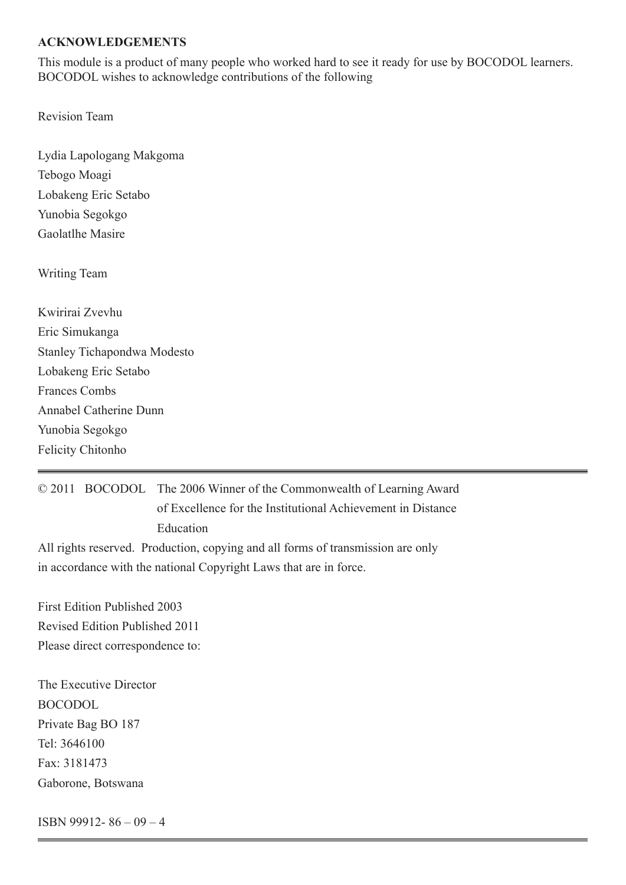**ACKNOWLEDGEMENTS**

This module is a product of many people who worked hard to see it ready for use by BOCODOL learners. BOCODOL wishes to acknowledge contributions of the following

Revision Team

Lydia Lapologang Makgoma
Tebogo Moagi
Lobakeng Eric Setabo
Yunobia Segokgo
Gaolatlhe Masire

Writing Team

Kwirirai Zvevhu
Eric Simukanga
Stanley Tichapondwa Modesto
Lobakeng Eric Setabo
Frances Combs
Annabel Catherine Dunn
Yunobia Segokgo
Felicity Chitonho

---

© 2011 BOCODOL The 2006 Winner of the Commonwealth of Learning Award of Excellence for the Institutional Achievement in Distance Education

All rights reserved. Production, copying and all forms of transmission are only in accordance with the national Copyright Laws that are in force.

First Edition Published 2003
Revised Edition Published 2011
Please direct correspondence to:

The Executive Director
BOCODOL
Private Bag BO 187
Tel: 3646100
Fax: 3181473
Gaborone, Botswana

ISBN 99912- 86 – 09 – 4

---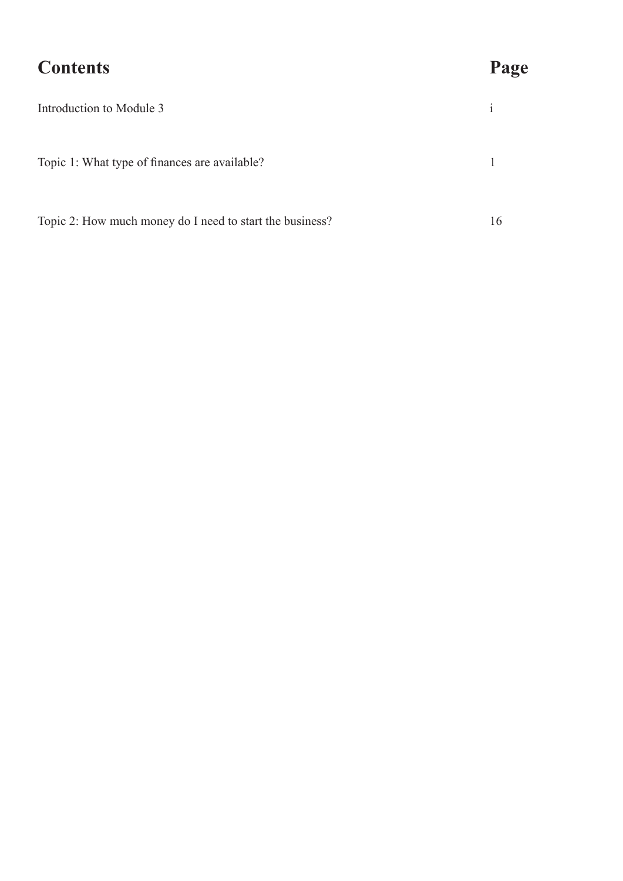# Contents

| Contents | Page |
|---|---|
| Introduction to Module 3 | i |
| Topic 1: What type of finances are available? | 1 |
| Topic 2: How much money do I need to start the business? | 16 |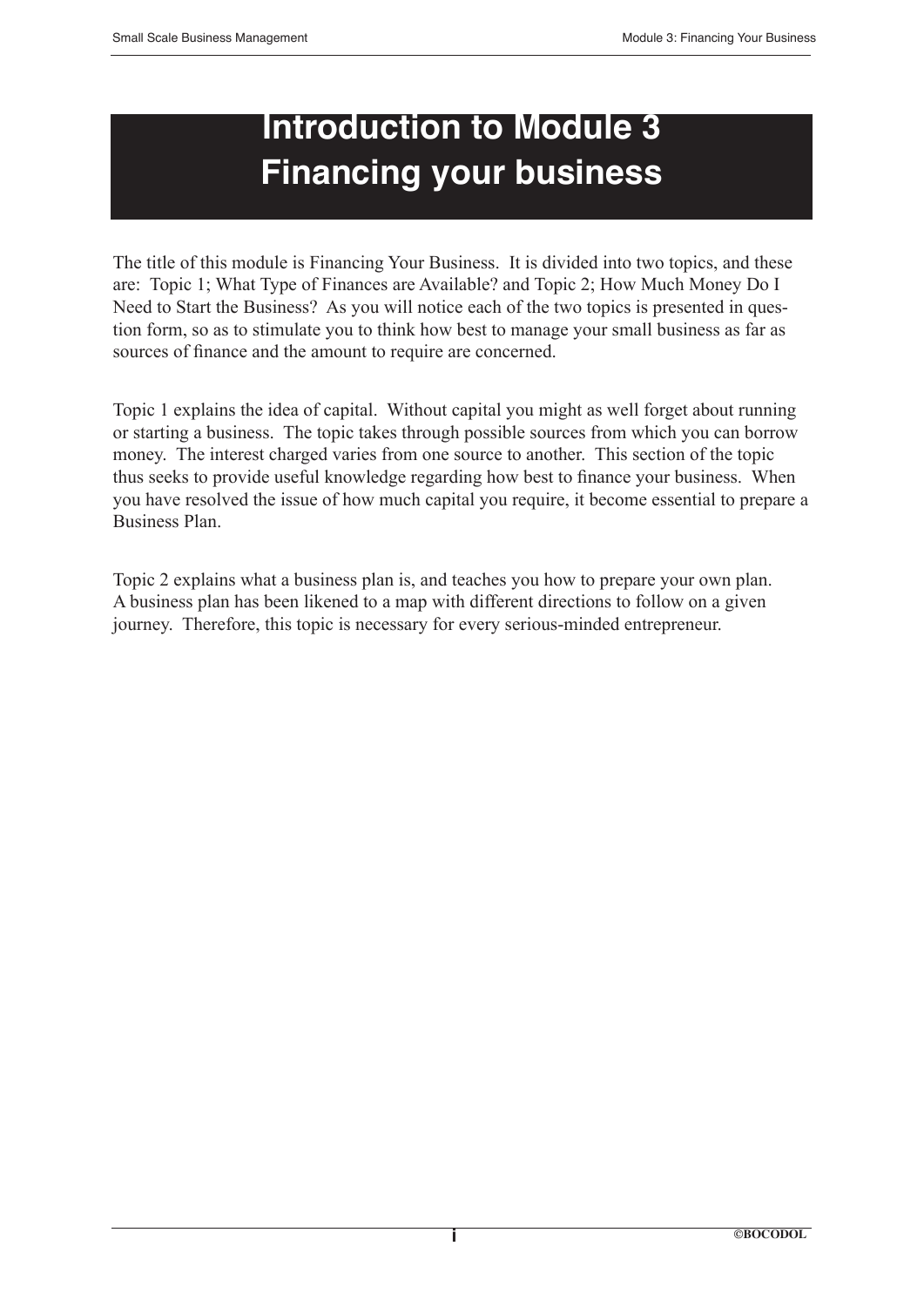# Introduction to Module 3
# Financing your business

The title of this module is Financing Your Business. It is divided into two topics, and these are: Topic 1; What Type of Finances are Available? and Topic 2; How Much Money Do I Need to Start the Business? As you will notice each of the two topics is presented in question form, so as to stimulate you to think how best to manage your small business as far as sources of finance and the amount to require are concerned.

Topic 1 explains the idea of capital. Without capital you might as well forget about running or starting a business. The topic takes through possible sources from which you can borrow money. The interest charged varies from one source to another. This section of the topic thus seeks to provide useful knowledge regarding how best to finance your business. When you have resolved the issue of how much capital you require, it become essential to prepare a Business Plan.

Topic 2 explains what a business plan is, and teaches you how to prepare your own plan. A business plan has been likened to a map with different directions to follow on a given journey. Therefore, this topic is necessary for every serious-minded entrepreneur.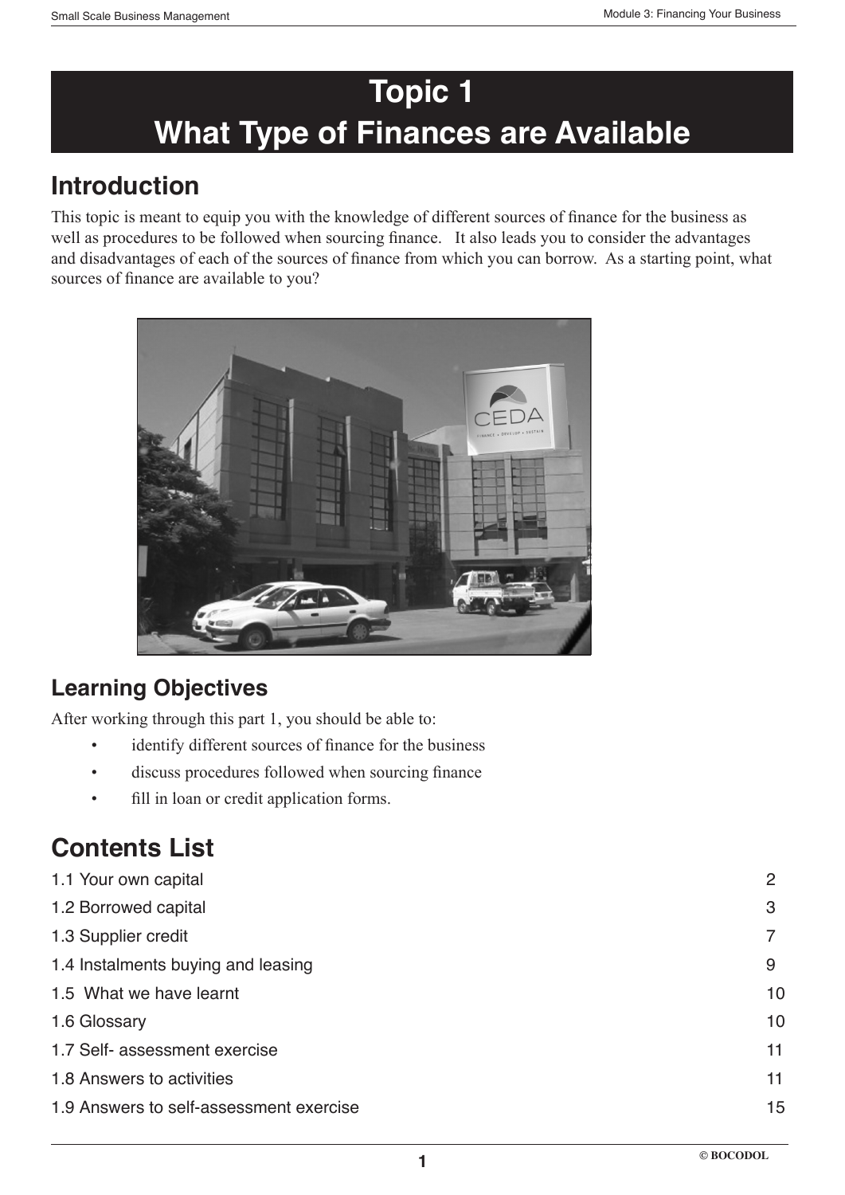# Topic 1
# What Type of Finances are Available

## Introduction

This topic is meant to equip you with the knowledge of different sources of finance for the business as well as procedures to be followed when sourcing finance. It also leads you to consider the advantages and disadvantages of each of the sources of finance from which you can borrow. As a starting point, what sources of finance are available to you?

### Learning Objectives

After working through this part 1, you should be able to:

- identify different sources of finance for the business
- discuss procedures followed when sourcing finance
- fill in loan or credit application forms.

## Contents List

| | |
|---|---|
| 1.1 Your own capital | 2 |
| 1.2 Borrowed capital | 3 |
| 1.3 Supplier credit | 7 |
| 1.4 Instalments buying and leasing | 9 |
| 1.5 What we have learnt | 10 |
| 1.6 Glossary | 10 |
| 1.7 Self- assessment exercise | 11 |
| 1.8 Answers to activities | 11 |
| 1.9 Answers to self-assessment exercise | 15 |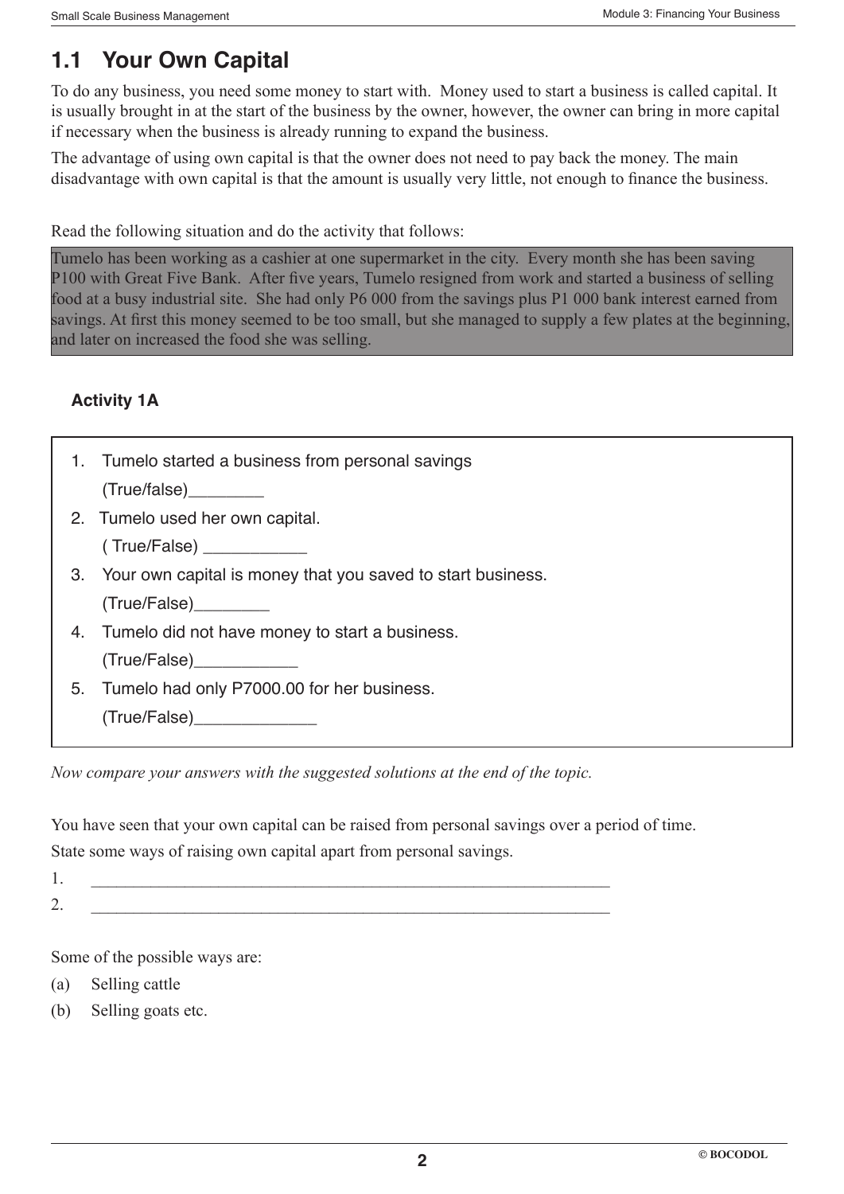## 1.1 Your Own Capital

To do any business, you need some money to start with. Money used to start a business is called capital. It is usually brought in at the start of the business by the owner, however, the owner can bring in more capital if necessary when the business is already running to expand the business.

The advantage of using own capital is that the owner does not need to pay back the money. The main disadvantage with own capital is that the amount is usually very little, not enough to finance the business.

Read the following situation and do the activity that follows:

> Tumelo has been working as a cashier at one supermarket in the city. Every month she has been saving P100 with Great Five Bank. After five years, Tumelo resigned from work and started a business of selling food at a busy industrial site. She had only P6 000 from the savings plus P1 000 bank interest earned from savings. At first this money seemed to be too small, but she managed to supply a few plates at the beginning, and later on increased the food she was selling.

### Activity 1A

1. Tumelo started a business from personal savings
   (True/false)________
2. Tumelo used her own capital.
   ( True/False) ___________
3. Your own capital is money that you saved to start business.
   (True/False)________
4. Tumelo did not have money to start a business.
   (True/False)___________
5. Tumelo had only P7000.00 for her business.
   (True/False)_____________

*Now compare your answers with the suggested solutions at the end of the topic.*

You have seen that your own capital can be raised from personal savings over a period of time.
State some ways of raising own capital apart from personal savings.

1. ______________________________________________________________
2. ______________________________________________________________

Some of the possible ways are:

(a) Selling cattle

(b) Selling goats etc.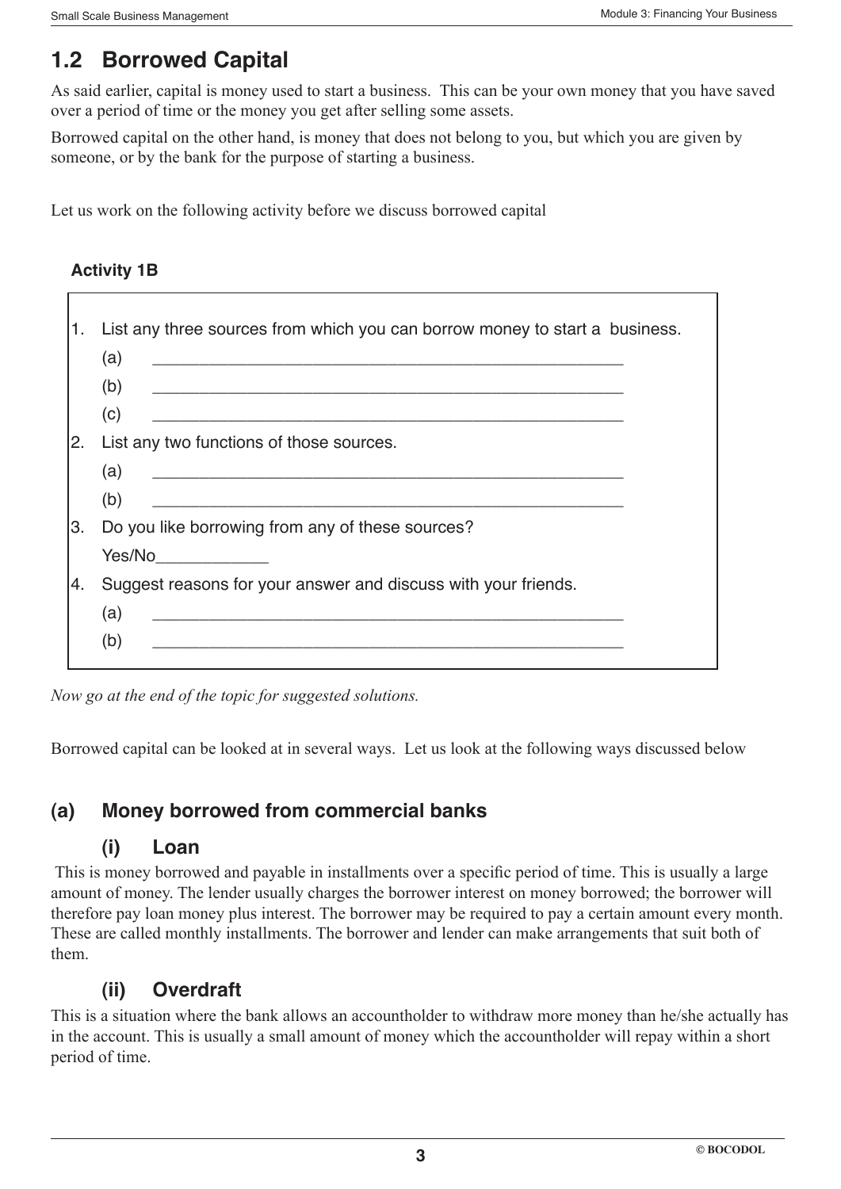## 1.2 Borrowed Capital

As said earlier, capital is money used to start a business. This can be your own money that you have saved over a period of time or the money you get after selling some assets.

Borrowed capital on the other hand, is money that does not belong to you, but which you are given by someone, or by the bank for the purpose of starting a business.

Let us work on the following activity before we discuss borrowed capital

**Activity 1B**

1. List any three sources from which you can borrow money to start a business.
   (a) ____________________________________________
   (b) ____________________________________________
   (c) ____________________________________________
2. List any two functions of those sources.
   (a) ____________________________________________
   (b) ____________________________________________
3. Do you like borrowing from any of these sources?
   Yes/No____________
4. Suggest reasons for your answer and discuss with your friends.
   (a) ____________________________________________
   (b) ____________________________________________

*Now go at the end of the topic for suggested solutions.*

Borrowed capital can be looked at in several ways. Let us look at the following ways discussed below

### (a) Money borrowed from commercial banks

#### (i) Loan

This is money borrowed and payable in installments over a specific period of time. This is usually a large amount of money. The lender usually charges the borrower interest on money borrowed; the borrower will therefore pay loan money plus interest. The borrower may be required to pay a certain amount every month. These are called monthly installments. The borrower and lender can make arrangements that suit both of them.

#### (ii) Overdraft

This is a situation where the bank allows an accountholder to withdraw more money than he/she actually has in the account. This is usually a small amount of money which the accountholder will repay within a short period of time.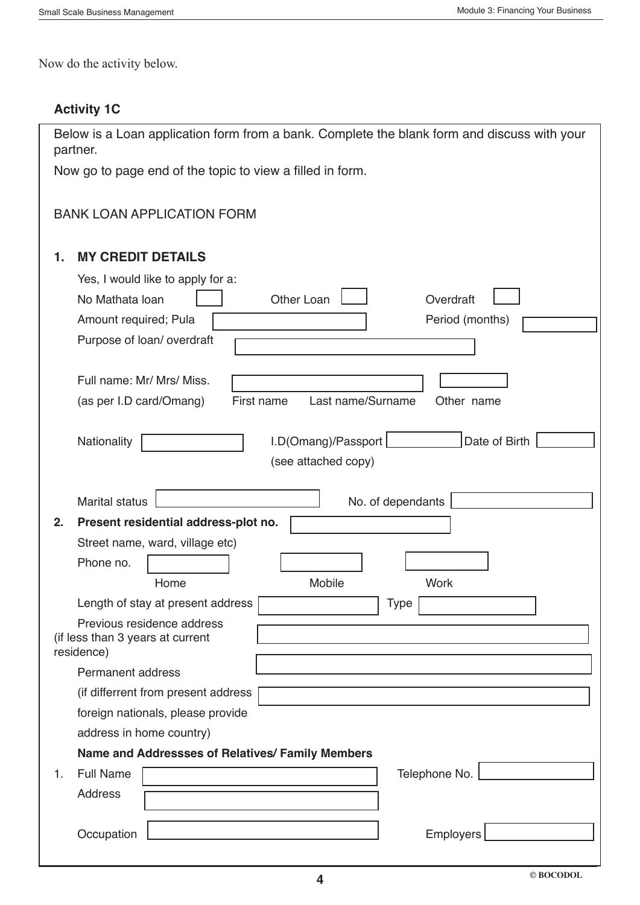Now do the activity below.

### Activity 1C

Below is a Loan application form from a bank. Complete the blank form and discuss with your partner.

Now go to page end of the topic to view a filled in form.

BANK LOAN APPLICATION FORM

**1. MY CREDIT DETAILS**

Yes, I would like to apply for a:

No Mathata loan [ ] Other Loan [ ] Overdraft [ ]

Amount required; Pula [ ] Period (months) [ ]

Purpose of loan/ overdraft [ ]

Full name: Mr/ Mrs/ Miss. [ ] [ ]

(as per I.D card/Omang) First name Last name/Surname Other name

Nationality [ ] I.D(Omang)/Passport [ ] Date of Birth [ ]

(see attached copy)

Marital status [ ] No. of dependants [ ]

**2. Present residential address-plot no.** [ ]

Street name, ward, village etc)

Phone no. [ ] [ ] [ ]

Home Mobile Work

Length of stay at present address [ ] Type [ ]

Previous residence address (if less than 3 years at current residence) [ ]

Permanent address [ ]

(if differrent from present address foreign nationals, please provide address in home country) [ ]

**Name and Addressses of Relatives/ Family Members**

1. Full Name [ ] Telephone No. [ ]

Address [ ]

Occupation [ ] Employers [ ]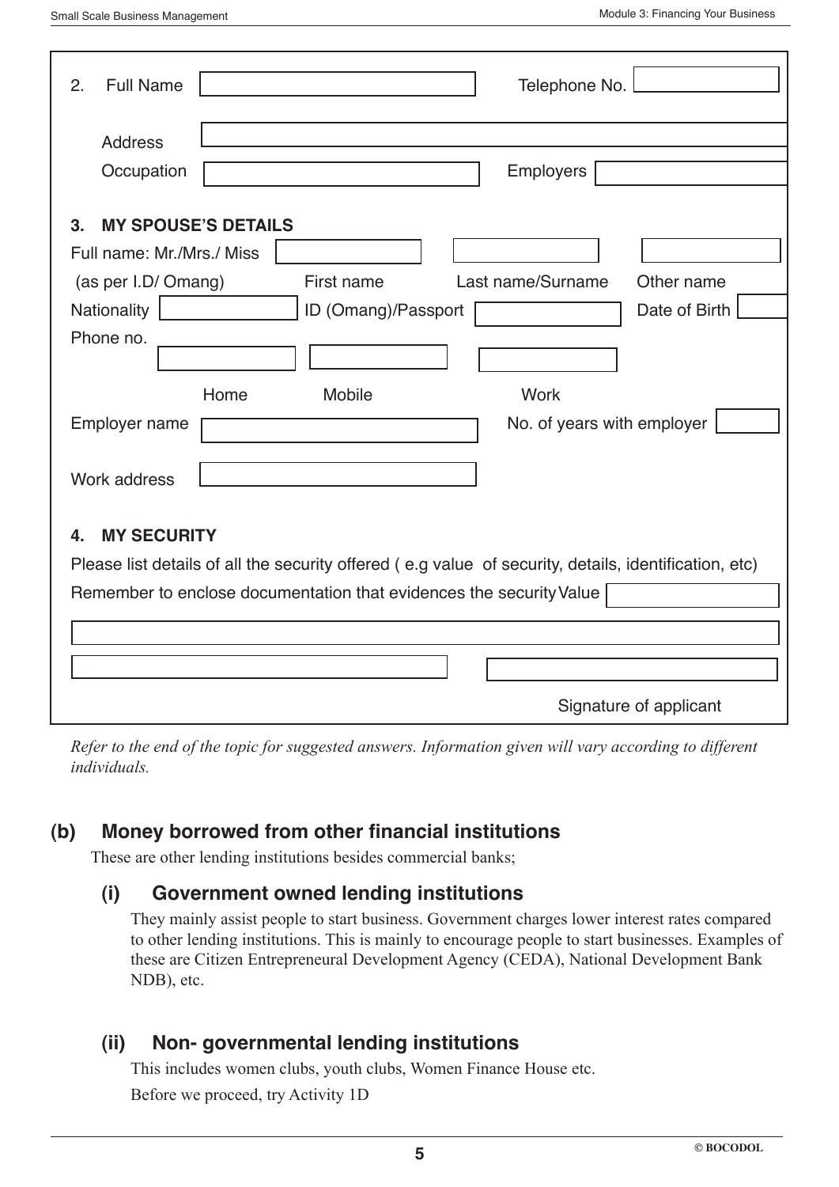2. Full Name ______________________ Telephone No. ______________

Address ________________________________________________

Occupation ______________________ Employers ______________

**3. MY SPOUSE'S DETAILS**

Full name: Mr./Mrs./ Miss ______________ ______________ ______________

(as per I.D/ Omang) First name Last name/Surname Other name

Nationality ______________ ID (Omang)/Passport ______________ Date of Birth ______________

Phone no. ______________ ______________ ______________

Home Mobile Work

Employer name ______________________ No. of years with employer ______________

Work address ______________________

**4. MY SECURITY**

Please list details of all the security offered ( e.g value of security, details, identification, etc)

Remember to enclose documentation that evidences the security Value ______________

________________________________________________

______________________ ______________________

Signature of applicant

*Refer to the end of the topic for suggested answers. Information given will vary according to different individuals.*

## (b) Money borrowed from other financial institutions

These are other lending institutions besides commercial banks;

### (i) Government owned lending institutions

They mainly assist people to start business. Government charges lower interest rates compared to other lending institutions. This is mainly to encourage people to start businesses. Examples of these are Citizen Entrepreneural Development Agency (CEDA), National Development Bank NDB), etc.

### (ii) Non- governmental lending institutions

This includes women clubs, youth clubs, Women Finance House etc.

Before we proceed, try Activity 1D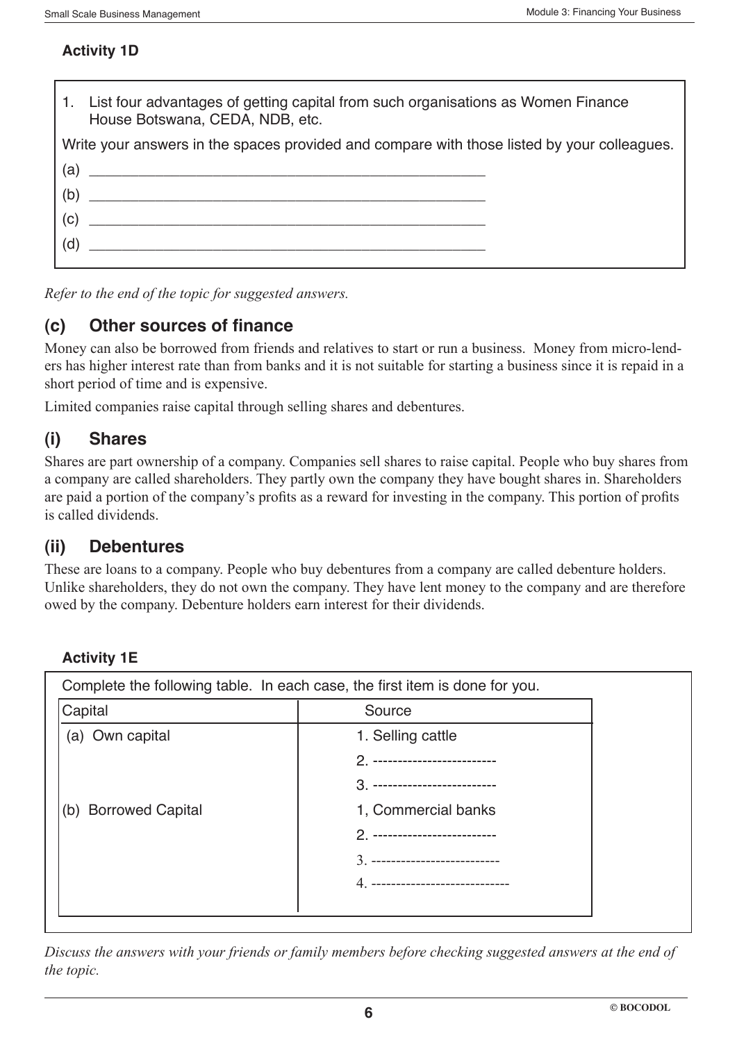**Activity 1D**

1. List four advantages of getting capital from such organisations as Women Finance House Botswana, CEDA, NDB, etc.

Write your answers in the spaces provided and compare with those listed by your colleagues.

(a) ________________________________________________

(b) ________________________________________________

(c) ________________________________________________

(d) ________________________________________________

*Refer to the end of the topic for suggested answers.*

## (c) Other sources of finance

Money can also be borrowed from friends and relatives to start or run a business. Money from micro-lenders has higher interest rate than from banks and it is not suitable for starting a business since it is repaid in a short period of time and is expensive.

Limited companies raise capital through selling shares and debentures.

### (i) Shares

Shares are part ownership of a company. Companies sell shares to raise capital. People who buy shares from a company are called shareholders. They partly own the company they have bought shares in. Shareholders are paid a portion of the company's profits as a reward for investing in the company. This portion of profits is called dividends.

### (ii) Debentures

These are loans to a company. People who buy debentures from a company are called debenture holders. Unlike shareholders, they do not own the company. They have lent money to the company and are therefore owed by the company. Debenture holders earn interest for their dividends.

**Activity 1E**

Complete the following table. In each case, the first item is done for you.

| Capital | Source |
|---|---|
| (a) Own capital | 1. Selling cattle |
| | 2. ------------------------ |
| | 3. ------------------------ |
| (b) Borrowed Capital | 1, Commercial banks |
| | 2. ------------------------ |
| | 3. -------------------------- |
| | 4. ---------------------------- |

*Discuss the answers with your friends or family members before checking suggested answers at the end of the topic.*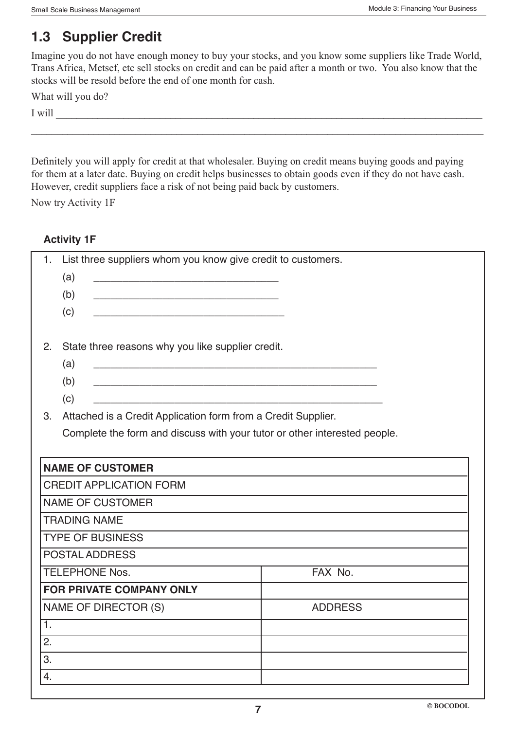## 1.3 Supplier Credit

Imagine you do not have enough money to buy your stocks, and you know some suppliers like Trade World, Trans Africa, Metsef, etc sell stocks on credit and can be paid after a month or two. You also know that the stocks will be resold before the end of one month for cash.

What will you do?

I will ________________________________________________________________________________

______________________________________________________________________________________

Definitely you will apply for credit at that wholesaler. Buying on credit means buying goods and paying for them at a later date. Buying on credit helps businesses to obtain goods even if they do not have cash. However, credit suppliers face a risk of not being paid back by customers.

Now try Activity 1F

**Activity 1F**

1. List three suppliers whom you know give credit to customers.
   (a) ________________________________
   (b) ________________________________
   (c) ________________________________

2. State three reasons why you like supplier credit.
   (a) ________________________________________________
   (b) ________________________________________________
   (c) ________________________________________________

3. Attached is a Credit Application form from a Credit Supplier.
   Complete the form and discuss with your tutor or other interested people.

| | |
|---|---|
| **NAME OF CUSTOMER** | |
| CREDIT APPLICATION FORM | |
| NAME OF CUSTOMER | |
| TRADING NAME | |
| TYPE OF BUSINESS | |
| POSTAL ADDRESS | |
| TELEPHONE Nos. | FAX No. |
| **FOR PRIVATE COMPANY ONLY** | |
| NAME OF DIRECTOR (S) | ADDRESS |
| 1. | |
| 2. | |
| 3. | |
| 4. | |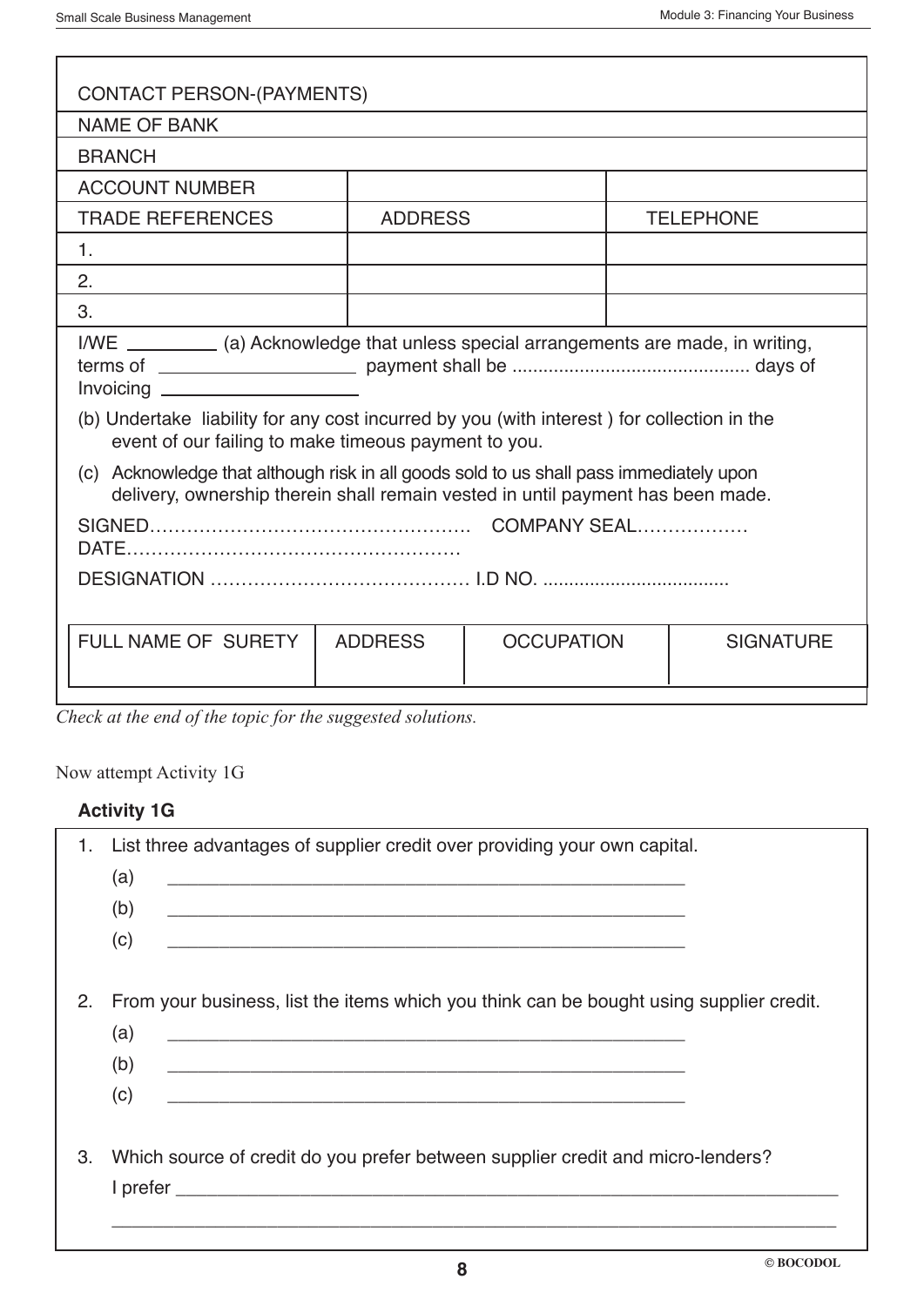| | | |
|---|---|---|
| CONTACT PERSON-(PAYMENTS) | | |
| NAME OF BANK | | |
| BRANCH | | |
| ACCOUNT NUMBER | | |
| TRADE REFERENCES | ADDRESS | TELEPHONE |
| 1. | | |
| 2. | | |
| 3. | | |

I/WE _________ (a) Acknowledge that unless special arrangements are made, in writing, terms of ____________________ payment shall be ............................................. days of Invoicing ____________________

(b) Undertake liability for any cost incurred by you (with interest ) for collection in the event of our failing to make timeous payment to you.

(c) Acknowledge that although risk in all goods sold to us shall pass immediately upon delivery, ownership therein shall remain vested in until payment has been made.

SIGNED…………………………………………… COMPANY SEAL………………
DATE………………………………………………

DESIGNATION …………………………………… I.D NO. ...................................

| FULL NAME OF SURETY | ADDRESS | OCCUPATION | SIGNATURE |
|---|---|---|---|
| | | | |

*Check at the end of the topic for the suggested solutions.*

Now attempt Activity 1G

**Activity 1G**

1. List three advantages of supplier credit over providing your own capital.
   (a) ______________________________________________
   (b) ______________________________________________
   (c) ______________________________________________

2. From your business, list the items which you think can be bought using supplier credit.
   (a) ______________________________________________
   (b) ______________________________________________
   (c) ______________________________________________

3. Which source of credit do you prefer between supplier credit and micro-lenders?
   I prefer ______________________________________________
   ______________________________________________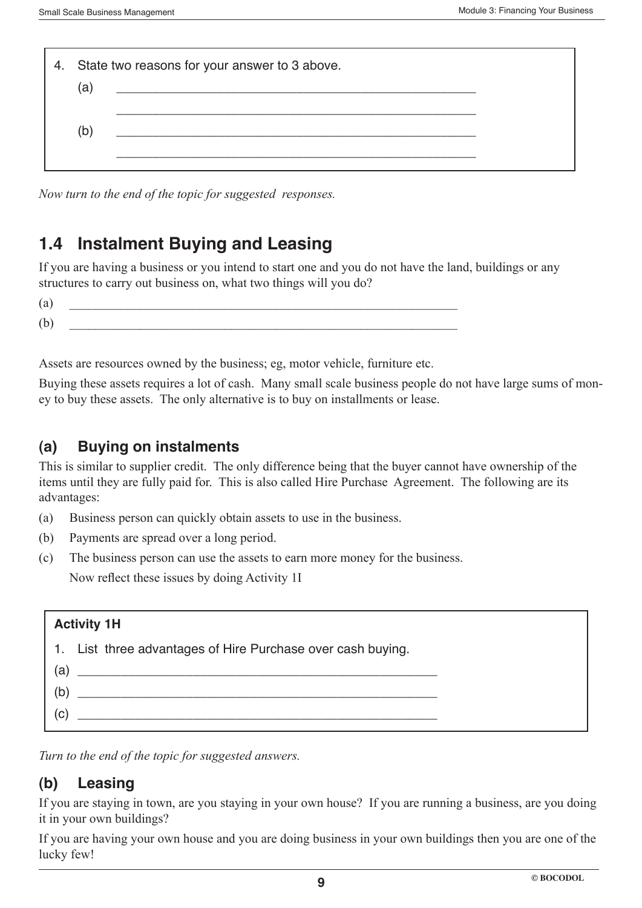4. State two reasons for your answer to 3 above.

   (a) ______________________________________________________

   ______________________________________________________

   (b) ______________________________________________________

   ______________________________________________________

*Now turn to the end of the topic for suggested responses.*

## 1.4 Instalment Buying and Leasing

If you are having a business or you intend to start one and you do not have the land, buildings or any structures to carry out business on, what two things will you do?

(a) ______________________________________________________

(b) ______________________________________________________

Assets are resources owned by the business; eg, motor vehicle, furniture etc.

Buying these assets requires a lot of cash. Many small scale business people do not have large sums of money to buy these assets. The only alternative is to buy on installments or lease.

### (a) Buying on instalments

This is similar to supplier credit. The only difference being that the buyer cannot have ownership of the items until they are fully paid for. This is also called Hire Purchase Agreement. The following are its advantages:

(a) Business person can quickly obtain assets to use in the business.

(b) Payments are spread over a long period.

(c) The business person can use the assets to earn more money for the business.

Now reflect these issues by doing Activity 1I

**Activity 1H**

1. List three advantages of Hire Purchase over cash buying.

(a) ______________________________________________________

(b) ______________________________________________________

(c) ______________________________________________________

*Turn to the end of the topic for suggested answers.*

### (b) Leasing

If you are staying in town, are you staying in your own house? If you are running a business, are you doing it in your own buildings?

If you are having your own house and you are doing business in your own buildings then you are one of the lucky few!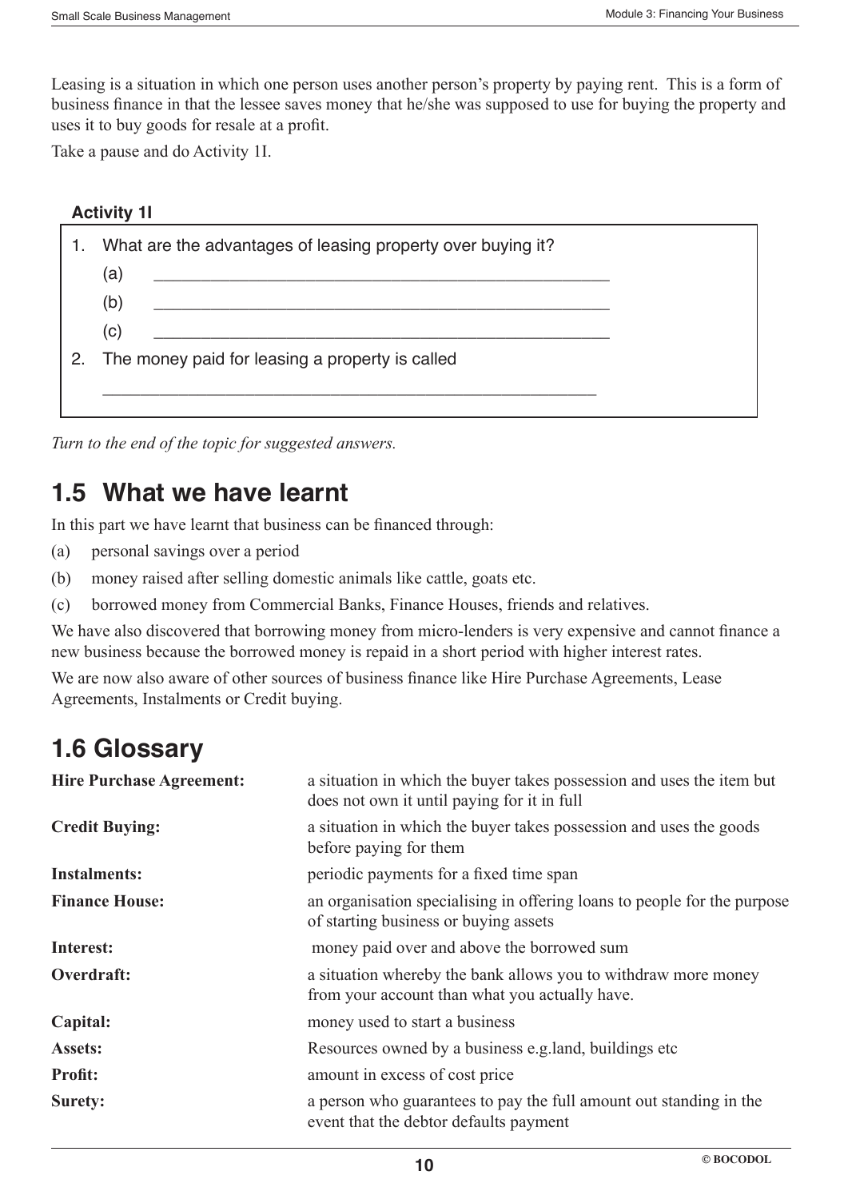Leasing is a situation in which one person uses another person's property by paying rent. This is a form of business finance in that the lessee saves money that he/she was supposed to use for buying the property and uses it to buy goods for resale at a profit.

Take a pause and do Activity 1I.

**Activity 1I**

1. What are the advantages of leasing property over buying it?

   (a) ____________________________________________

   (b) ____________________________________________

   (c) ____________________________________________

2. The money paid for leasing a property is called

   ____________________________________________

*Turn to the end of the topic for suggested answers.*

## 1.5 What we have learnt

In this part we have learnt that business can be financed through:

(a) personal savings over a period

(b) money raised after selling domestic animals like cattle, goats etc.

(c) borrowed money from Commercial Banks, Finance Houses, friends and relatives.

We have also discovered that borrowing money from micro-lenders is very expensive and cannot finance a new business because the borrowed money is repaid in a short period with higher interest rates.

We are now also aware of other sources of business finance like Hire Purchase Agreements, Lease Agreements, Instalments or Credit buying.

## 1.6 Glossary

**Hire Purchase Agreement:** a situation in which the buyer takes possession and uses the item but does not own it until paying for it in full

**Credit Buying:** a situation in which the buyer takes possession and uses the goods before paying for them

**Instalments:** periodic payments for a fixed time span

**Finance House:** an organisation specialising in offering loans to people for the purpose of starting business or buying assets

**Interest:** money paid over and above the borrowed sum

**Overdraft:** a situation whereby the bank allows you to withdraw more money from your account than what you actually have.

**Capital:** money used to start a business

**Assets:** Resources owned by a business e.g.land, buildings etc

**Profit:** amount in excess of cost price

**Surety:** a person who guarantees to pay the full amount out standing in the event that the debtor defaults payment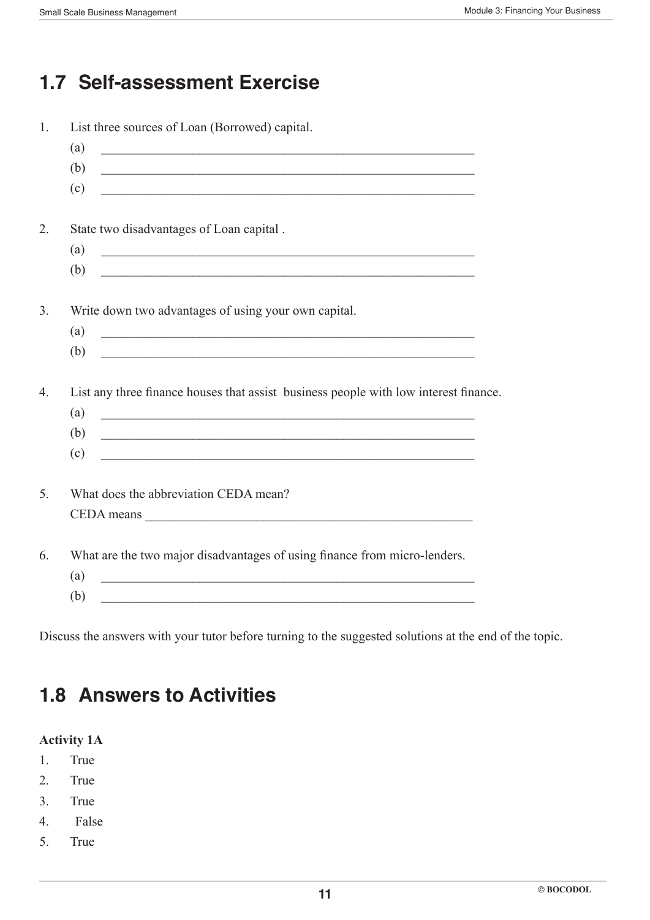## 1.7 Self-assessment Exercise

1. List three sources of Loan (Borrowed) capital.
   (a) ___________________________________________________________
   (b) ___________________________________________________________
   (c) ___________________________________________________________

2. State two disadvantages of Loan capital .
   (a) ___________________________________________________________
   (b) ___________________________________________________________

3. Write down two advantages of using your own capital.
   (a) ___________________________________________________________
   (b) ___________________________________________________________

4. List any three finance houses that assist business people with low interest finance.
   (a) ___________________________________________________________
   (b) ___________________________________________________________
   (c) ___________________________________________________________

5. What does the abbreviation CEDA mean?
   CEDA means ___________________________________________________

6. What are the two major disadvantages of using finance from micro-lenders.
   (a) ___________________________________________________________
   (b) ___________________________________________________________

Discuss the answers with your tutor before turning to the suggested solutions at the end of the topic.

## 1.8 Answers to Activities

**Activity 1A**

1. True
2. True
3. True
4. False
5. True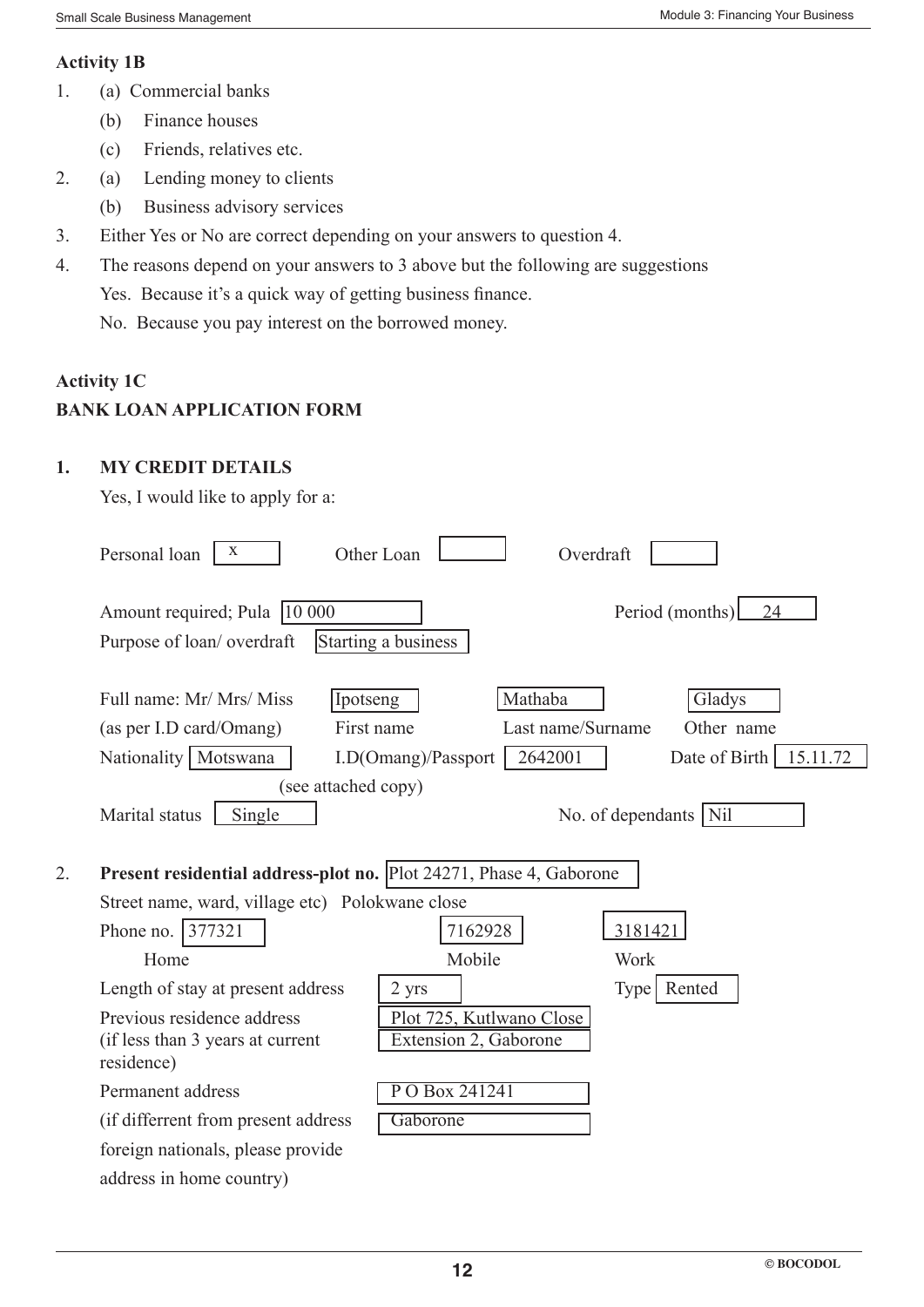**Activity 1B**

1. (a) Commercial banks
   (b) Finance houses
   (c) Friends, relatives etc.
2. (a) Lending money to clients
   (b) Business advisory services
3. Either Yes or No are correct depending on your answers to question 4.
4. The reasons depend on your answers to 3 above but the following are suggestions
   Yes. Because it's a quick way of getting business finance.
   No. Because you pay interest on the borrowed money.

**Activity 1C**

**BANK LOAN APPLICATION FORM**

**1. MY CREDIT DETAILS**

Yes, I would like to apply for a:

Personal loan [x] Other Loan [ ] Overdraft [ ]

Amount required; Pula [10 000] Period (months) [24]

Purpose of loan/ overdraft [Starting a business]

Full name: Mr/ Mrs/ Miss [Ipotseng] [Mathaba] [Gladys]
(as per I.D card/Omang) First name Last name/Surname Other name

Nationality [Motswana] I.D(Omang)/Passport [2642001] Date of Birth [15.11.72]
(see attached copy)

Marital status [Single] No. of dependants [Nil]

**2. Present residential address-plot no.** [Plot 24271, Phase 4, Gaborone]

Street name, ward, village etc) Polokwane close

Phone no. [377321] Home [7162928] Mobile [3181421] Work

Length of stay at present address [2 yrs] Type [Rented]

Previous residence address (if less than 3 years at current residence) [Plot 725, Kutlwano Close] [Extension 2, Gaborone]

Permanent address (if different from present address foreign nationals, please provide address in home country) [P O Box 241241] [Gaborone]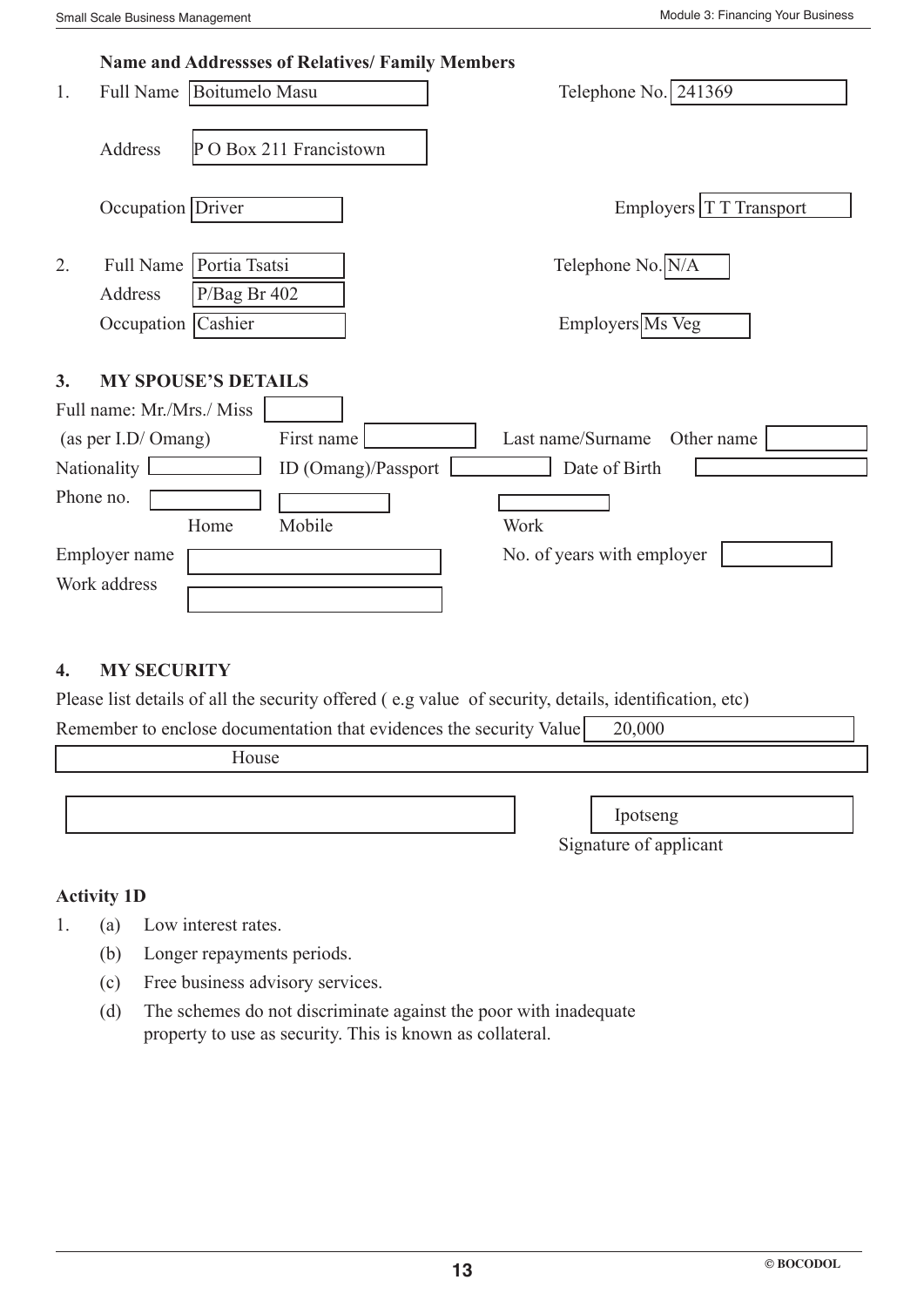**Name and Addressses of Relatives/ Family Members**

1. Full Name: Boitumelo Masu — Telephone No.: 241369

   Address: P O Box 211 Francistown

   Occupation: Driver — Employers: T T Transport

2. Full Name: Portia Tsatsi — Telephone No.: N/A

   Address: P/Bag Br 402

   Occupation: Cashier — Employers: Ms Veg

### 3. MY SPOUSE'S DETAILS

Full name: Mr./Mrs./ Miss

(as per I.D/ Omang) First name Last name/Surname Other name

Nationality ID (Omang)/Passport Date of Birth

Phone no.

Home Mobile Work

Employer name No. of years with employer

Work address

### 4. MY SECURITY

Please list details of all the security offered ( e.g value of security, details, identification, etc)

Remember to enclose documentation that evidences the security Value: 20,000

House

Ipotseng

Signature of applicant

**Activity 1D**

1. (a) Low interest rates.
   (b) Longer repayments periods.
   (c) Free business advisory services.
   (d) The schemes do not discriminate against the poor with inadequate property to use as security. This is known as collateral.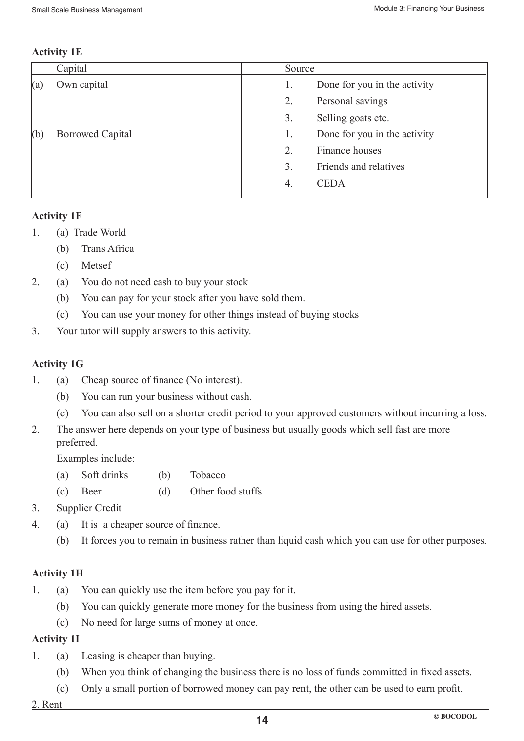**Activity 1E**

| Capital | | Source | |
|---|---|---|---|
| (a) | Own capital | 1. | Done for you in the activity |
| | | 2. | Personal savings |
| | | 3. | Selling goats etc. |
| (b) | Borrowed Capital | 1. | Done for you in the activity |
| | | 2. | Finance houses |
| | | 3. | Friends and relatives |
| | | 4. | CEDA |

**Activity 1F**

1. (a) Trade World
   (b) Trans Africa
   (c) Metsef
2. (a) You do not need cash to buy your stock
   (b) You can pay for your stock after you have sold them.
   (c) You can use your money for other things instead of buying stocks
3. Your tutor will supply answers to this activity.

**Activity 1G**

1. (a) Cheap source of finance (No interest).
   (b) You can run your business without cash.
   (c) You can also sell on a shorter credit period to your approved customers without incurring a loss.
2. The answer here depends on your type of business but usually goods which sell fast are more preferred.

   Examples include:

   (a) Soft drinks (b) Tobacco
   (c) Beer (d) Other food stuffs
3. Supplier Credit
4. (a) It is a cheaper source of finance.
   (b) It forces you to remain in business rather than liquid cash which you can use for other purposes.

**Activity 1H**

1. (a) You can quickly use the item before you pay for it.
   (b) You can quickly generate more money for the business from using the hired assets.
   (c) No need for large sums of money at once.

**Activity 1I**

1. (a) Leasing is cheaper than buying.
   (b) When you think of changing the business there is no loss of funds committed in fixed assets.
   (c) Only a small portion of borrowed money can pay rent, the other can be used to earn profit.

2. Rent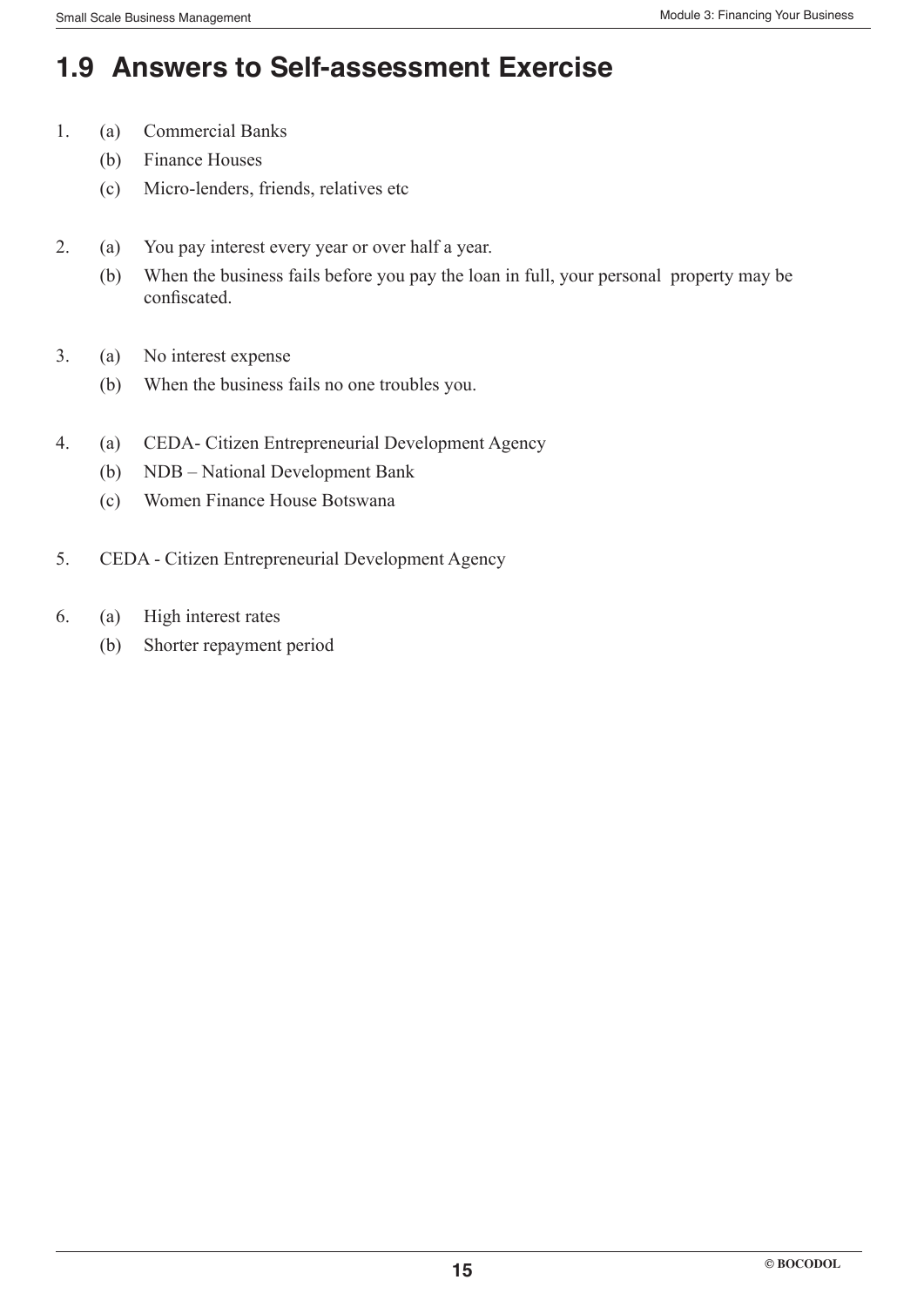## 1.9 Answers to Self-assessment Exercise

1. (a) Commercial Banks
   (b) Finance Houses
   (c) Micro-lenders, friends, relatives etc

2. (a) You pay interest every year or over half a year.
   (b) When the business fails before you pay the loan in full, your personal property may be confiscated.

3. (a) No interest expense
   (b) When the business fails no one troubles you.

4. (a) CEDA- Citizen Entrepreneurial Development Agency
   (b) NDB – National Development Bank
   (c) Women Finance House Botswana

5. CEDA - Citizen Entrepreneurial Development Agency

6. (a) High interest rates
   (b) Shorter repayment period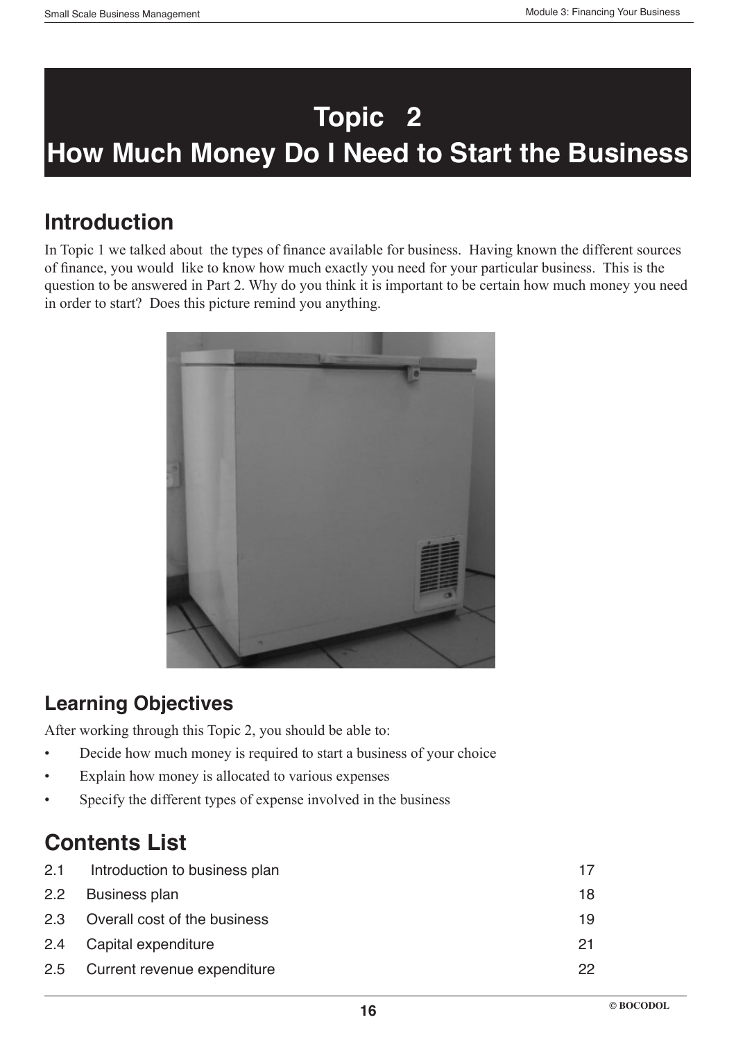# Topic 2
# How Much Money Do I Need to Start the Business

## Introduction

In Topic 1 we talked about the types of finance available for business. Having known the different sources of finance, you would like to know how much exactly you need for your particular business. This is the question to be answered in Part 2. Why do you think it is important to be certain how much money you need in order to start? Does this picture remind you anything.

### Learning Objectives

After working through this Topic 2, you should be able to:

- Decide how much money is required to start a business of your choice
- Explain how money is allocated to various expenses
- Specify the different types of expense involved in the business

## Contents List

| | | |
|---|---|---|
| 2.1 | Introduction to business plan | 17 |
| 2.2 | Business plan | 18 |
| 2.3 | Overall cost of the business | 19 |
| 2.4 | Capital expenditure | 21 |
| 2.5 | Current revenue expenditure | 22 |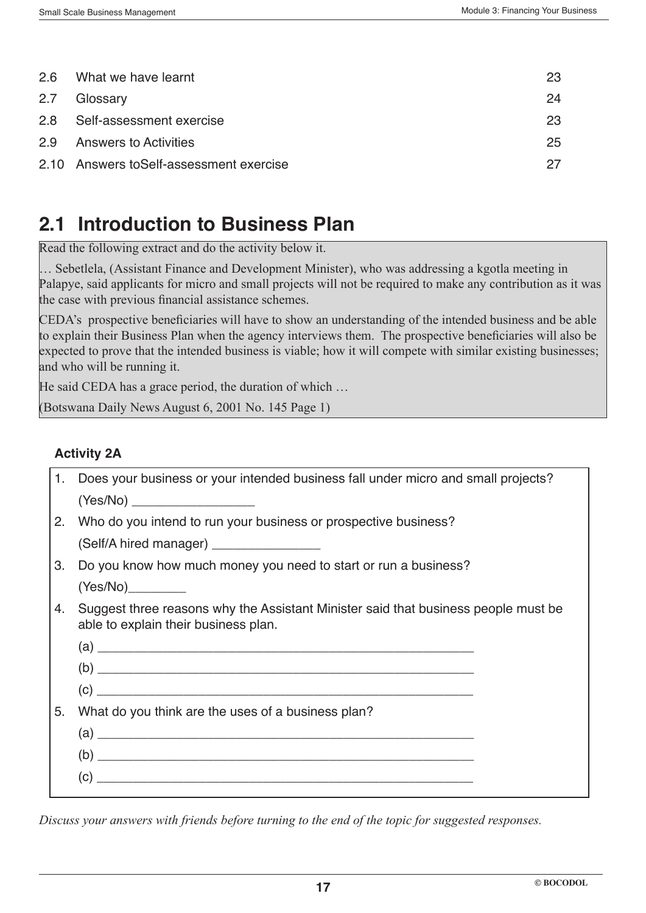| | | |
|---|---|---|
| 2.6 | What we have learnt | 23 |
| 2.7 | Glossary | 24 |
| 2.8 | Self-assessment exercise | 23 |
| 2.9 | Answers to Activities | 25 |
| 2.10 | Answers toSelf-assessment exercise | 27 |

## 2.1 Introduction to Business Plan

Read the following extract and do the activity below it.

… Sebetlela, (Assistant Finance and Development Minister), who was addressing a kgotla meeting in Palapye, said applicants for micro and small projects will not be required to make any contribution as it was the case with previous financial assistance schemes.

CEDA's prospective beneficiaries will have to show an understanding of the intended business and be able to explain their Business Plan when the agency interviews them. The prospective beneficiaries will also be expected to prove that the intended business is viable; how it will compete with similar existing businesses; and who will be running it.

He said CEDA has a grace period, the duration of which …

(Botswana Daily News August 6, 2001 No. 145 Page 1)

### Activity 2A

1. Does your business or your intended business fall under micro and small projects?
   (Yes/No) _________________
2. Who do you intend to run your business or prospective business?
   (Self/A hired manager) _______________
3. Do you know how much money you need to start or run a business?
   (Yes/No)________
4. Suggest three reasons why the Assistant Minister said that business people must be able to explain their business plan.
   (a) _______________________________________________________
   (b) _______________________________________________________
   (c) _______________________________________________________
5. What do you think are the uses of a business plan?
   (a) _______________________________________________________
   (b) _______________________________________________________
   (c) _______________________________________________________

*Discuss your answers with friends before turning to the end of the topic for suggested responses.*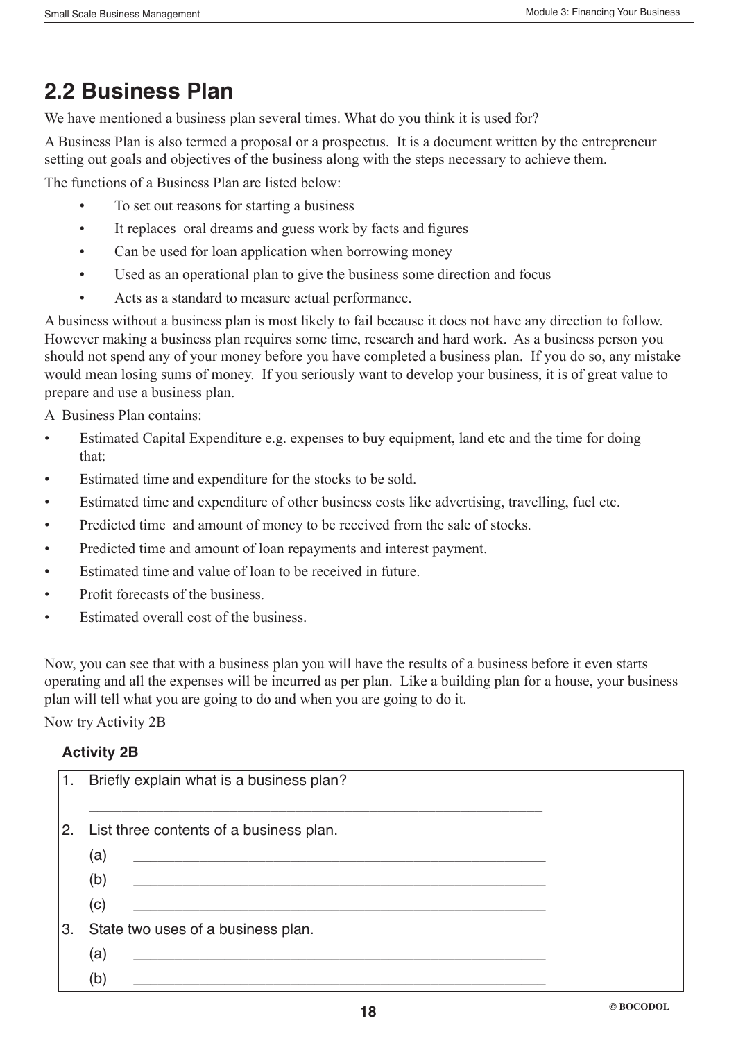## 2.2 Business Plan

We have mentioned a business plan several times. What do you think it is used for?

A Business Plan is also termed a proposal or a prospectus. It is a document written by the entrepreneur setting out goals and objectives of the business along with the steps necessary to achieve them.

The functions of a Business Plan are listed below:

- To set out reasons for starting a business
- It replaces oral dreams and guess work by facts and figures
- Can be used for loan application when borrowing money
- Used as an operational plan to give the business some direction and focus
- Acts as a standard to measure actual performance.

A business without a business plan is most likely to fail because it does not have any direction to follow. However making a business plan requires some time, research and hard work. As a business person you should not spend any of your money before you have completed a business plan. If you do so, any mistake would mean losing sums of money. If you seriously want to develop your business, it is of great value to prepare and use a business plan.

A Business Plan contains:

- Estimated Capital Expenditure e.g. expenses to buy equipment, land etc and the time for doing that:
- Estimated time and expenditure for the stocks to be sold.
- Estimated time and expenditure of other business costs like advertising, travelling, fuel etc.
- Predicted time and amount of money to be received from the sale of stocks.
- Predicted time and amount of loan repayments and interest payment.
- Estimated time and value of loan to be received in future.
- Profit forecasts of the business.
- Estimated overall cost of the business.

Now, you can see that with a business plan you will have the results of a business before it even starts operating and all the expenses will be incurred as per plan. Like a building plan for a house, your business plan will tell what you are going to do and when you are going to do it.

Now try Activity 2B

### Activity 2B

1. Briefly explain what is a business plan?

   ______________________________________________________

2. List three contents of a business plan.

   (a) ______________________________________________

   (b) ______________________________________________

   (c) ______________________________________________

3. State two uses of a business plan.

   (a) ______________________________________________

   (b) ______________________________________________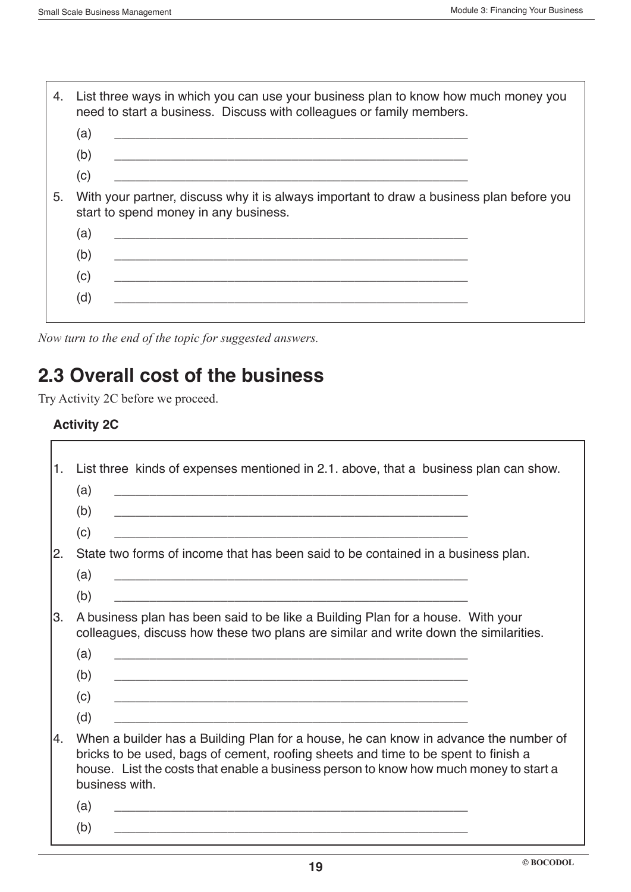4. List three ways in which you can use your business plan to know how much money you need to start a business. Discuss with colleagues or family members.

   (a) ___________________________________________________

   (b) ___________________________________________________

   (c) ___________________________________________________

5. With your partner, discuss why it is always important to draw a business plan before you start to spend money in any business.

   (a) ___________________________________________________

   (b) ___________________________________________________

   (c) ___________________________________________________

   (d) ___________________________________________________

*Now turn to the end of the topic for suggested answers.*

## 2.3 Overall cost of the business

Try Activity 2C before we proceed.

**Activity 2C**

1. List three kinds of expenses mentioned in 2.1. above, that a business plan can show.

   (a) ___________________________________________________

   (b) ___________________________________________________

   (c) ___________________________________________________

2. State two forms of income that has been said to be contained in a business plan.

   (a) ___________________________________________________

   (b) ___________________________________________________

3. A business plan has been said to be like a Building Plan for a house. With your colleagues, discuss how these two plans are similar and write down the similarities.

   (a) ___________________________________________________

   (b) ___________________________________________________

   (c) ___________________________________________________

   (d) ___________________________________________________

4. When a builder has a Building Plan for a house, he can know in advance the number of bricks to be used, bags of cement, roofing sheets and time to be spent to finish a house. List the costs that enable a business person to know how much money to start a business with.

   (a) ___________________________________________________

   (b) ___________________________________________________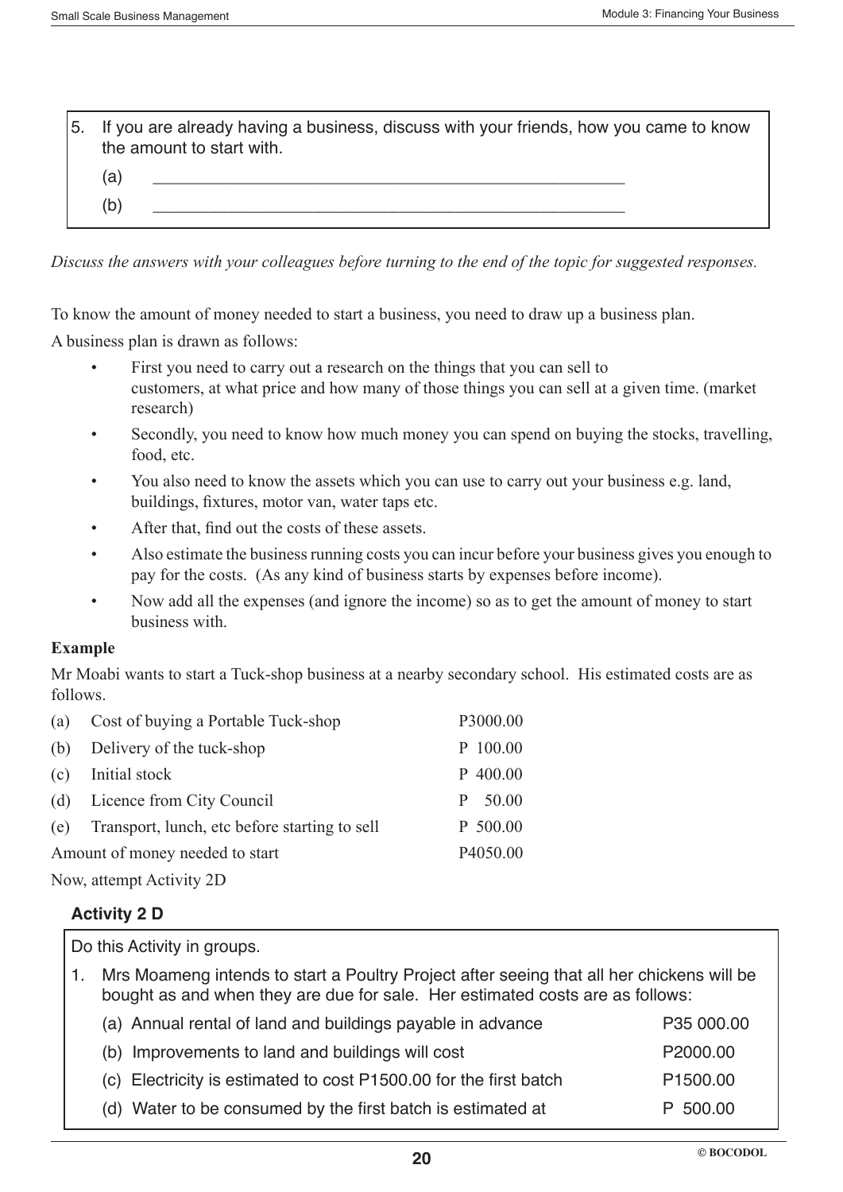5. If you are already having a business, discuss with your friends, how you came to know the amount to start with.

   (a) ___________________________________________________

   (b) ___________________________________________________

*Discuss the answers with your colleagues before turning to the end of the topic for suggested responses.*

To know the amount of money needed to start a business, you need to draw up a business plan.

A business plan is drawn as follows:

- First you need to carry out a research on the things that you can sell to customers, at what price and how many of those things you can sell at a given time. (market research)
- Secondly, you need to know how much money you can spend on buying the stocks, travelling, food, etc.
- You also need to know the assets which you can use to carry out your business e.g. land, buildings, fixtures, motor van, water taps etc.
- After that, find out the costs of these assets.
- Also estimate the business running costs you can incur before your business gives you enough to pay for the costs. (As any kind of business starts by expenses before income).
- Now add all the expenses (and ignore the income) so as to get the amount of money to start business with.

**Example**

Mr Moabi wants to start a Tuck-shop business at a nearby secondary school. His estimated costs are as follows.

| | |
|---|---|
| (a) Cost of buying a Portable Tuck-shop | P3000.00 |
| (b) Delivery of the tuck-shop | P 100.00 |
| (c) Initial stock | P 400.00 |
| (d) Licence from City Council | P 50.00 |
| (e) Transport, lunch, etc before starting to sell | P 500.00 |
| Amount of money needed to start | P4050.00 |

Now, attempt Activity 2D

**Activity 2 D**

Do this Activity in groups.

1. Mrs Moameng intends to start a Poultry Project after seeing that all her chickens will be bought as and when they are due for sale. Her estimated costs are as follows:

| | |
|---|---|
| (a) Annual rental of land and buildings payable in advance | P35 000.00 |
| (b) Improvements to land and buildings will cost | P2000.00 |
| (c) Electricity is estimated to cost P1500.00 for the first batch | P1500.00 |
| (d) Water to be consumed by the first batch is estimated at | P 500.00 |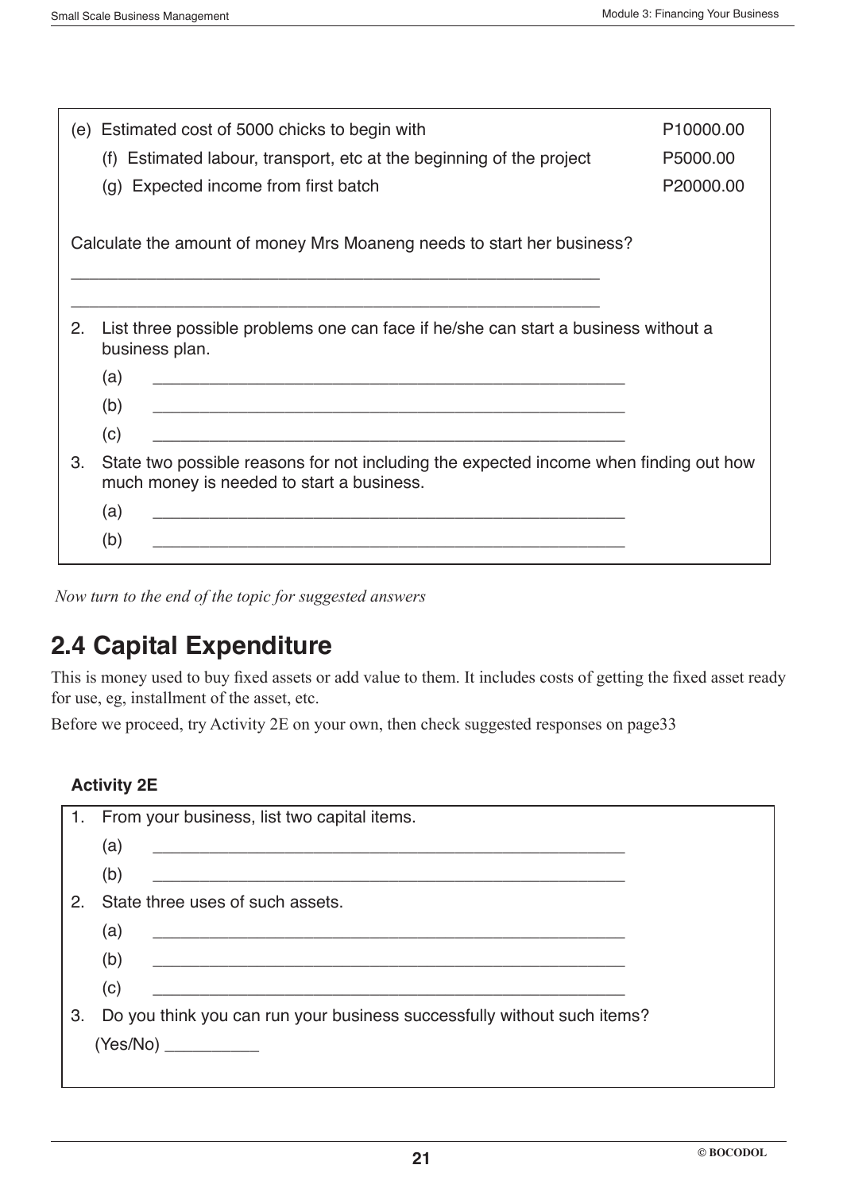(e) Estimated cost of 5000 chicks to begin with P10000.00

(f) Estimated labour, transport, etc at the beginning of the project P5000.00

(g) Expected income from first batch P20000.00

Calculate the amount of money Mrs Moaneng needs to start her business?

_______________________________________________________

_______________________________________________________

2. List three possible problems one can face if he/she can start a business without a business plan.

   (a) _______________________________________________

   (b) _______________________________________________

   (c) _______________________________________________

3. State two possible reasons for not including the expected income when finding out how much money is needed to start a business.

   (a) _______________________________________________

   (b) _______________________________________________

*Now turn to the end of the topic for suggested answers*

## 2.4 Capital Expenditure

This is money used to buy fixed assets or add value to them. It includes costs of getting the fixed asset ready for use, eg, installment of the asset, etc.

Before we proceed, try Activity 2E on your own, then check suggested responses on page33

### Activity 2E

1. From your business, list two capital items.

   (a) _______________________________________________

   (b) _______________________________________________

2. State three uses of such assets.

   (a) _______________________________________________

   (b) _______________________________________________

   (c) _______________________________________________

3. Do you think you can run your business successfully without such items?

   (Yes/No) __________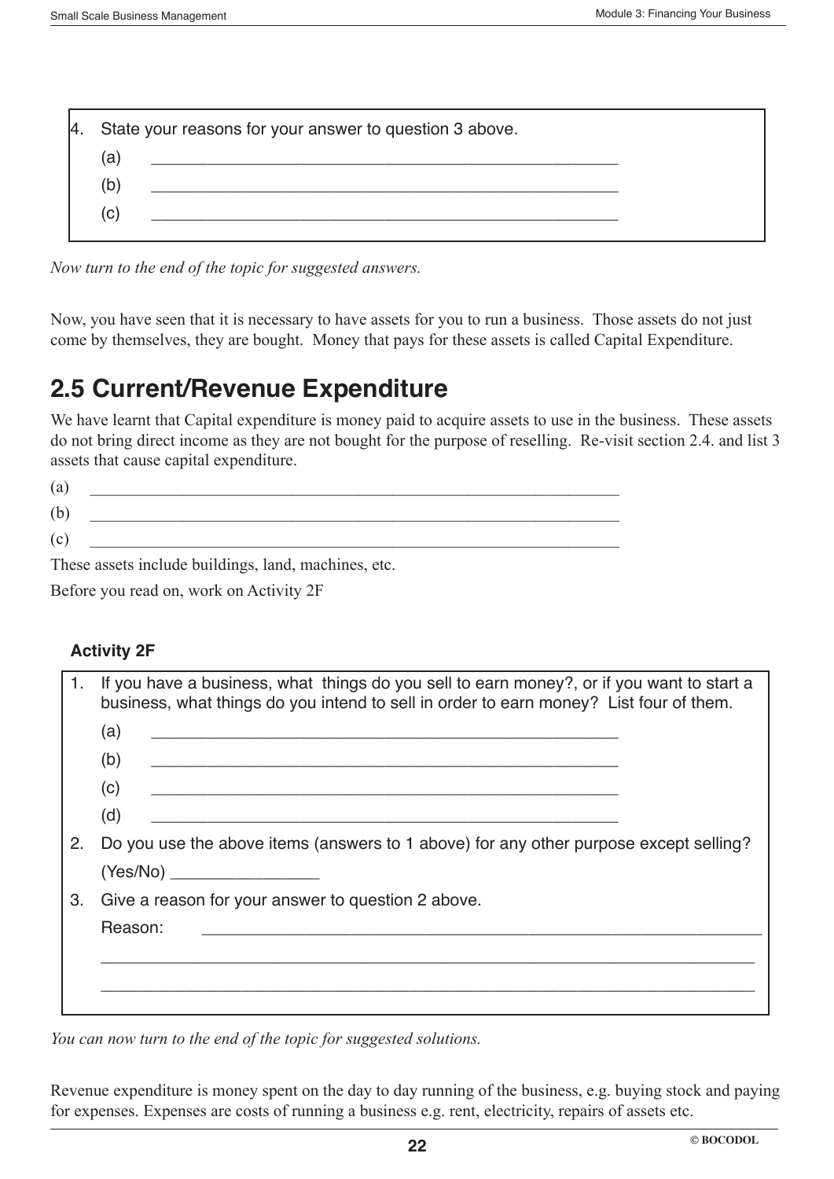4. State your reasons for your answer to question 3 above.
   (a) ____________________________________________________
   (b) ____________________________________________________
   (c) ____________________________________________________

*Now turn to the end of the topic for suggested answers.*

Now, you have seen that it is necessary to have assets for you to run a business. Those assets do not just come by themselves, they are bought. Money that pays for these assets is called Capital Expenditure.

## 2.5 Current/Revenue Expenditure

We have learnt that Capital expenditure is money paid to acquire assets to use in the business. These assets do not bring direct income as they are not bought for the purpose of reselling. Re-visit section 2.4. and list 3 assets that cause capital expenditure.

(a) ____________________________________________________________

(b) ____________________________________________________________

(c) ____________________________________________________________

These assets include buildings, land, machines, etc.

Before you read on, work on Activity 2F

### Activity 2F

1. If you have a business, what things do you sell to earn money?, or if you want to start a business, what things do you intend to sell in order to earn money? List four of them.
   (a) ____________________________________________________
   (b) ____________________________________________________
   (c) ____________________________________________________
   (d) ____________________________________________________
2. Do you use the above items (answers to 1 above) for any other purpose except selling?
   (Yes/No) ________________
3. Give a reason for your answer to question 2 above.
   Reason: ____________________________________________________________
   ____________________________________________________________________
   ____________________________________________________________________

*You can now turn to the end of the topic for suggested solutions.*

Revenue expenditure is money spent on the day to day running of the business, e.g. buying stock and paying for expenses. Expenses are costs of running a business e.g. rent, electricity, repairs of assets etc.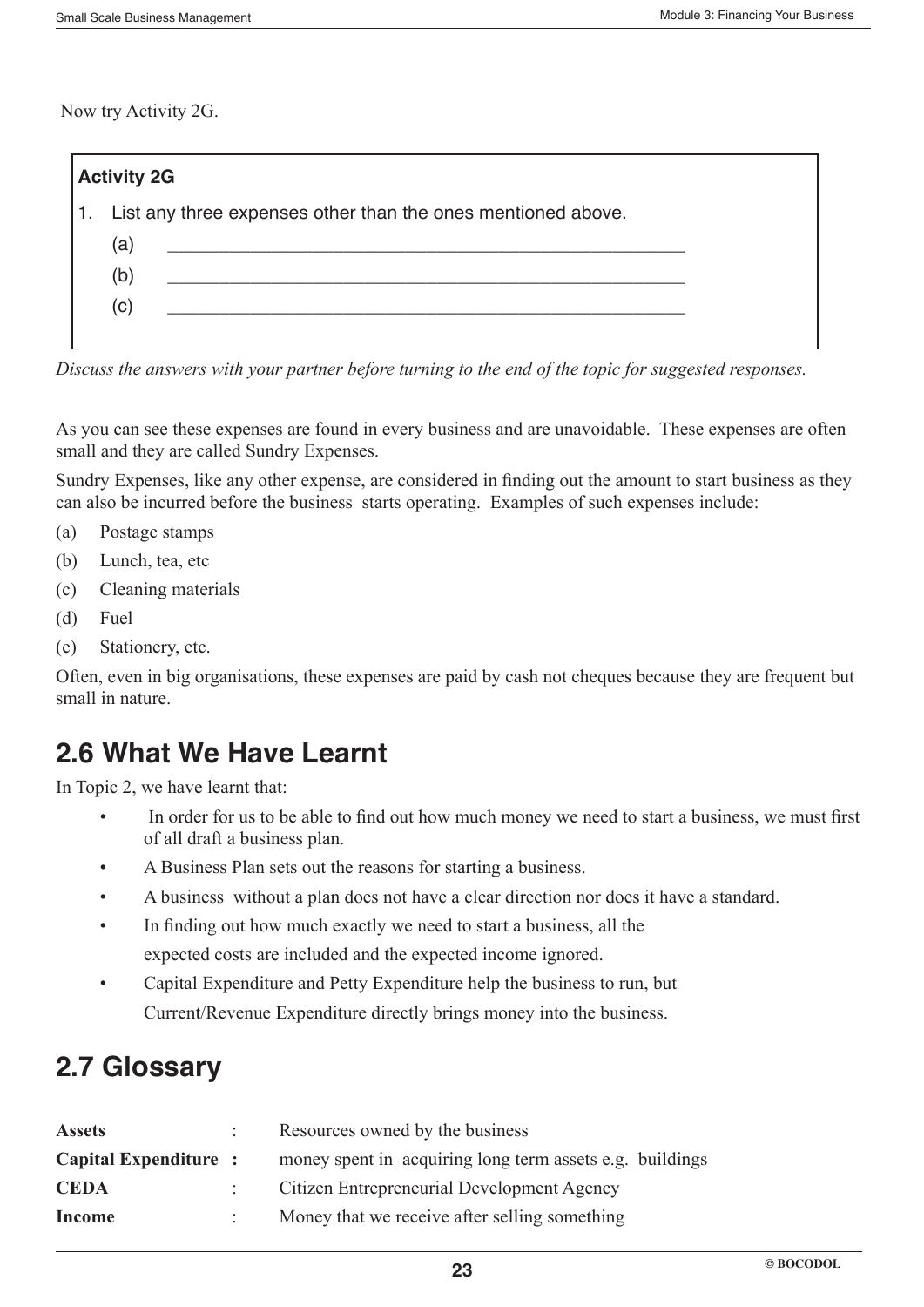Now try Activity 2G.

**Activity 2G**

1. List any three expenses other than the ones mentioned above.

   (a) ____________________________________________

   (b) ____________________________________________

   (c) ____________________________________________

*Discuss the answers with your partner before turning to the end of the topic for suggested responses.*

As you can see these expenses are found in every business and are unavoidable. These expenses are often small and they are called Sundry Expenses.

Sundry Expenses, like any other expense, are considered in finding out the amount to start business as they can also be incurred before the business starts operating. Examples of such expenses include:

(a) Postage stamps

(b) Lunch, tea, etc

(c) Cleaning materials

(d) Fuel

(e) Stationery, etc.

Often, even in big organisations, these expenses are paid by cash not cheques because they are frequent but small in nature.

## 2.6 What We Have Learnt

In Topic 2, we have learnt that:

- In order for us to be able to find out how much money we need to start a business, we must first of all draft a business plan.
- A Business Plan sets out the reasons for starting a business.
- A business without a plan does not have a clear direction nor does it have a standard.
- In finding out how much exactly we need to start a business, all the expected costs are included and the expected income ignored.
- Capital Expenditure and Petty Expenditure help the business to run, but Current/Revenue Expenditure directly brings money into the business.

## 2.7 Glossary

| | | |
|---|---|---|
| **Assets** | : | Resources owned by the business |
| **Capital Expenditure** | : | money spent in acquiring long term assets e.g. buildings |
| **CEDA** | : | Citizen Entrepreneurial Development Agency |
| **Income** | : | Money that we receive after selling something |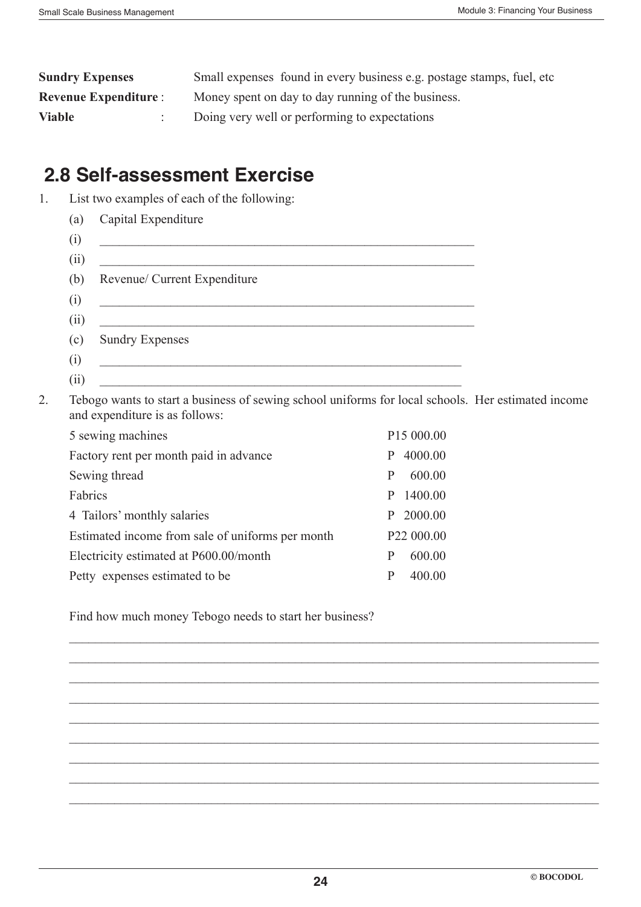| | | |
|---|---|---|
| **Sundry Expenses** | | Small expenses found in every business e.g. postage stamps, fuel, etc |
| **Revenue Expenditure** | : | Money spent on day to day running of the business. |
| **Viable** | : | Doing very well or performing to expectations |

## 2.8 Self-assessment Exercise

1. List two examples of each of the following:

   (a) Capital Expenditure

   (i) ___________________________________________

   (ii) ___________________________________________

   (b) Revenue/ Current Expenditure

   (i) ___________________________________________

   (ii) ___________________________________________

   (c) Sundry Expenses

   (i) ___________________________________________

   (ii) ___________________________________________

2. Tebogo wants to start a business of sewing school uniforms for local schools. Her estimated income and expenditure is as follows:

| | |
|---|---|
| 5 sewing machines | P15 000.00 |
| Factory rent per month paid in advance | P 4000.00 |
| Sewing thread | P 600.00 |
| Fabrics | P 1400.00 |
| 4 Tailors' monthly salaries | P 2000.00 |
| Estimated income from sale of uniforms per month | P22 000.00 |
| Electricity estimated at P600.00/month | P 600.00 |
| Petty expenses estimated to be | P 400.00 |

Find how much money Tebogo needs to start her business?

_______________________________________________________________________

_______________________________________________________________________

_______________________________________________________________________

_______________________________________________________________________

_______________________________________________________________________

_______________________________________________________________________

_______________________________________________________________________

_______________________________________________________________________

_______________________________________________________________________

© BOCODOL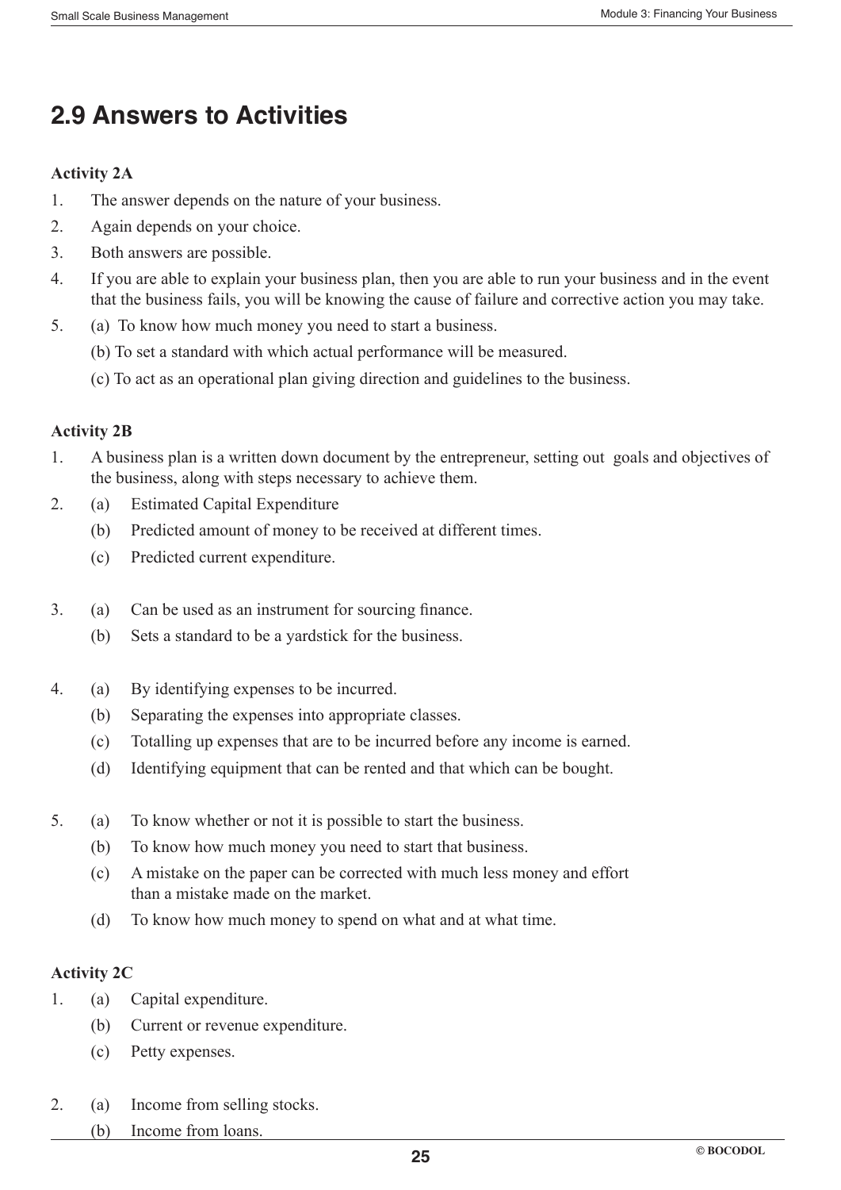## 2.9 Answers to Activities

**Activity 2A**

1. The answer depends on the nature of your business.
2. Again depends on your choice.
3. Both answers are possible.
4. If you are able to explain your business plan, then you are able to run your business and in the event that the business fails, you will be knowing the cause of failure and corrective action you may take.
5. (a) To know how much money you need to start a business.

   (b) To set a standard with which actual performance will be measured.

   (c) To act as an operational plan giving direction and guidelines to the business.

**Activity 2B**

1. A business plan is a written down document by the entrepreneur, setting out goals and objectives of the business, along with steps necessary to achieve them.
2. (a) Estimated Capital Expenditure

   (b) Predicted amount of money to be received at different times.

   (c) Predicted current expenditure.

3. (a) Can be used as an instrument for sourcing finance.

   (b) Sets a standard to be a yardstick for the business.

4. (a) By identifying expenses to be incurred.

   (b) Separating the expenses into appropriate classes.

   (c) Totalling up expenses that are to be incurred before any income is earned.

   (d) Identifying equipment that can be rented and that which can be bought.

5. (a) To know whether or not it is possible to start the business.

   (b) To know how much money you need to start that business.

   (c) A mistake on the paper can be corrected with much less money and effort than a mistake made on the market.

   (d) To know how much money to spend on what and at what time.

**Activity 2C**

1. (a) Capital expenditure.

   (b) Current or revenue expenditure.

   (c) Petty expenses.

2. (a) Income from selling stocks.

   (b) Income from loans.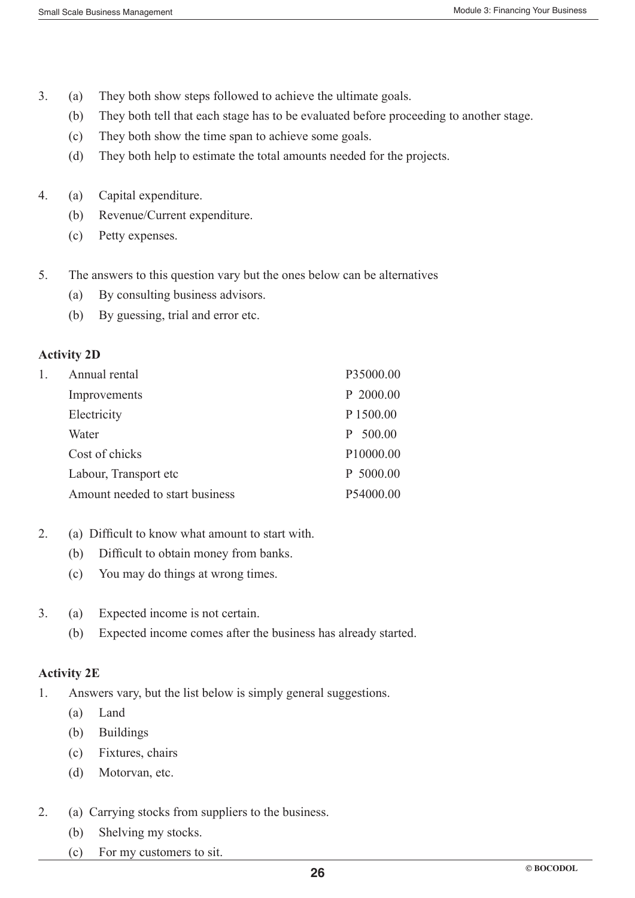3. (a) They both show steps followed to achieve the ultimate goals.
   (b) They both tell that each stage has to be evaluated before proceeding to another stage.
   (c) They both show the time span to achieve some goals.
   (d) They both help to estimate the total amounts needed for the projects.

4. (a) Capital expenditure.
   (b) Revenue/Current expenditure.
   (c) Petty expenses.

5. The answers to this question vary but the ones below can be alternatives
   (a) By consulting business advisors.
   (b) By guessing, trial and error etc.

**Activity 2D**

1.

| | |
|---|---|
| Annual rental | P35000.00 |
| Improvements | P 2000.00 |
| Electricity | P 1500.00 |
| Water | P 500.00 |
| Cost of chicks | P10000.00 |
| Labour, Transport etc | P 5000.00 |
| Amount needed to start business | P54000.00 |

2. (a) Difficult to know what amount to start with.
   (b) Difficult to obtain money from banks.
   (c) You may do things at wrong times.

3. (a) Expected income is not certain.
   (b) Expected income comes after the business has already started.

**Activity 2E**

1. Answers vary, but the list below is simply general suggestions.
   (a) Land
   (b) Buildings
   (c) Fixtures, chairs
   (d) Motorvan, etc.

2. (a) Carrying stocks from suppliers to the business.
   (b) Shelving my stocks.
   (c) For my customers to sit.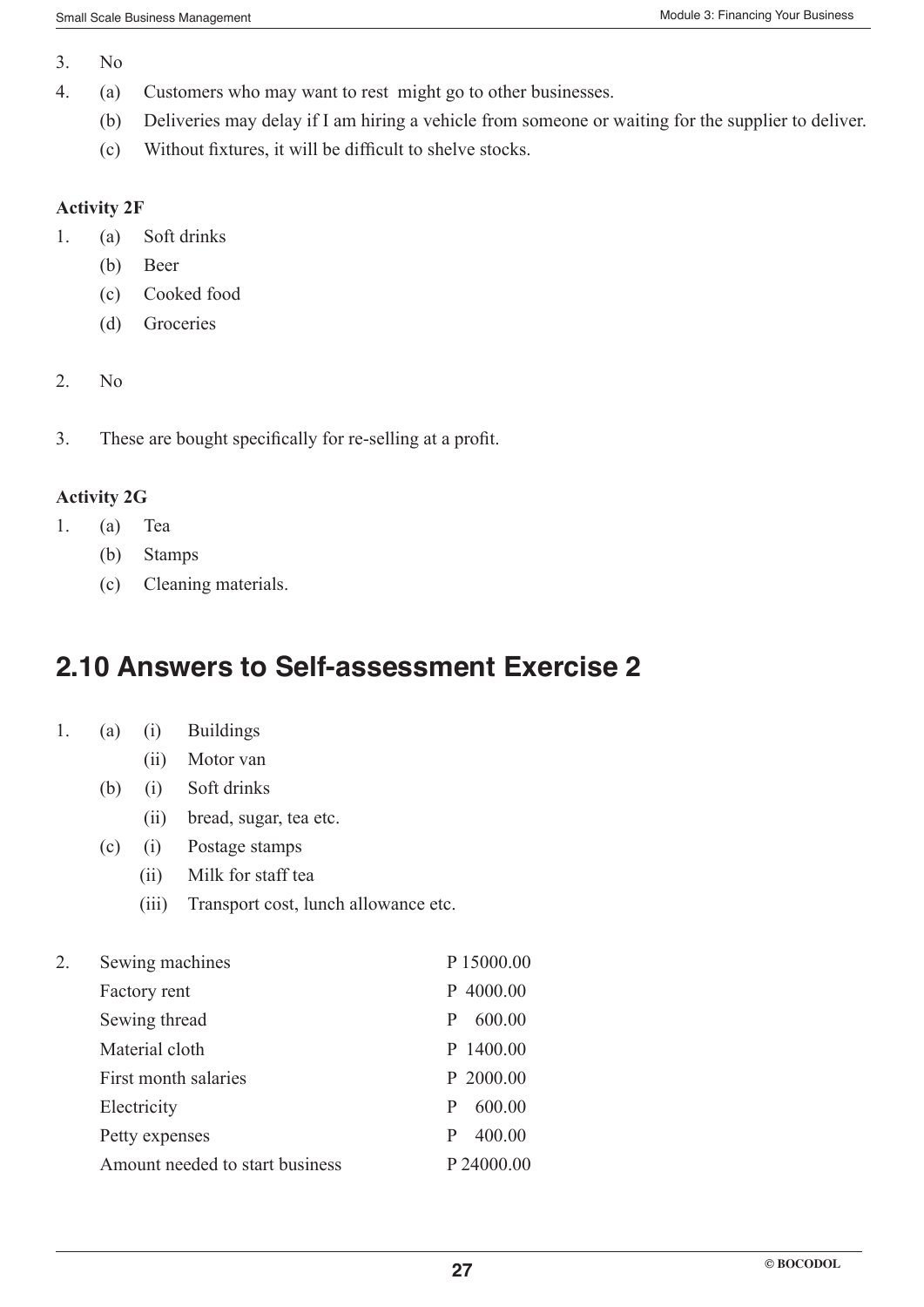3. No
4. (a) Customers who may want to rest might go to other businesses.
   (b) Deliveries may delay if I am hiring a vehicle from someone or waiting for the supplier to deliver.
   (c) Without fixtures, it will be difficult to shelve stocks.

**Activity 2F**

1. (a) Soft drinks
   (b) Beer
   (c) Cooked food
   (d) Groceries

2. No

3. These are bought specifically for re-selling at a profit.

**Activity 2G**

1. (a) Tea
   (b) Stamps
   (c) Cleaning materials.

## 2.10 Answers to Self-assessment Exercise 2

1. (a) (i) Buildings
       (ii) Motor van
   (b) (i) Soft drinks
       (ii) bread, sugar, tea etc.
   (c) (i) Postage stamps
       (ii) Milk for staff tea
       (iii) Transport cost, lunch allowance etc.

2.

| | |
|---|---|
| Sewing machines | P 15000.00 |
| Factory rent | P 4000.00 |
| Sewing thread | P 600.00 |
| Material cloth | P 1400.00 |
| First month salaries | P 2000.00 |
| Electricity | P 600.00 |
| Petty expenses | P 400.00 |
| Amount needed to start business | P 24000.00 |